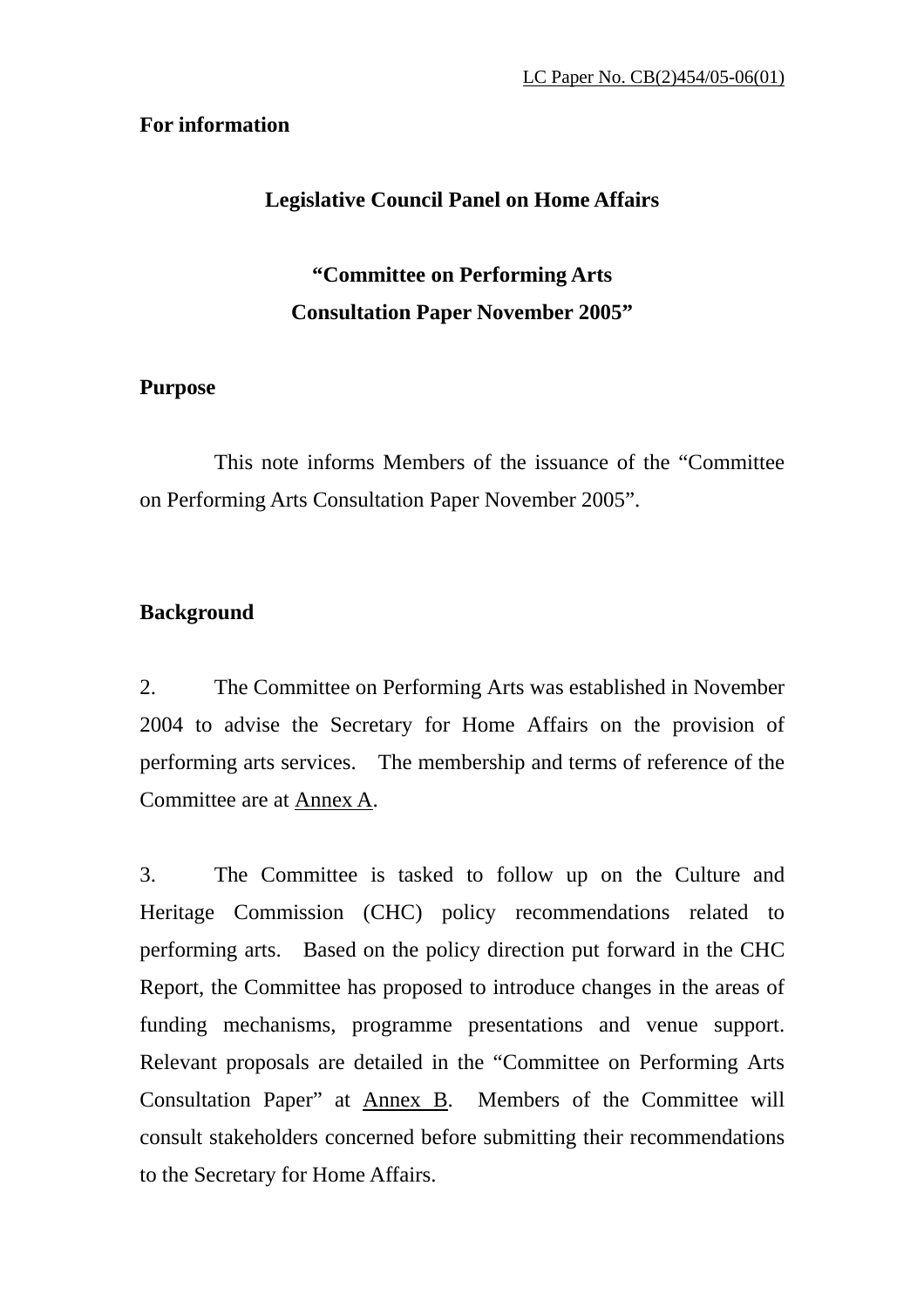LC Paper No. CB(2)454/05-06(01)

**For information**

## Legislative Council Panel on Home Affairs

## "Committee on Performing Arts Consultation Paper November 2005"

### Purpose

This note informs Members of the issuance of the "Committee on Performing Arts Consultation Paper November 2005".

### Background

2. The Committee on Performing Arts was established in November 2004 to advise the Secretary for Home Affairs on the provision of performing arts services. The membership and terms of reference of the Committee are at Annex A.

3. The Committee is tasked to follow up on the Culture and Heritage Commission (CHC) policy recommendations related to performing arts. Based on the policy direction put forward in the CHC Report, the Committee has proposed to introduce changes in the areas of funding mechanisms, programme presentations and venue support. Relevant proposals are detailed in the "Committee on Performing Arts Consultation Paper" at Annex B. Members of the Committee will consult stakeholders concerned before submitting their recommendations to the Secretary for Home Affairs.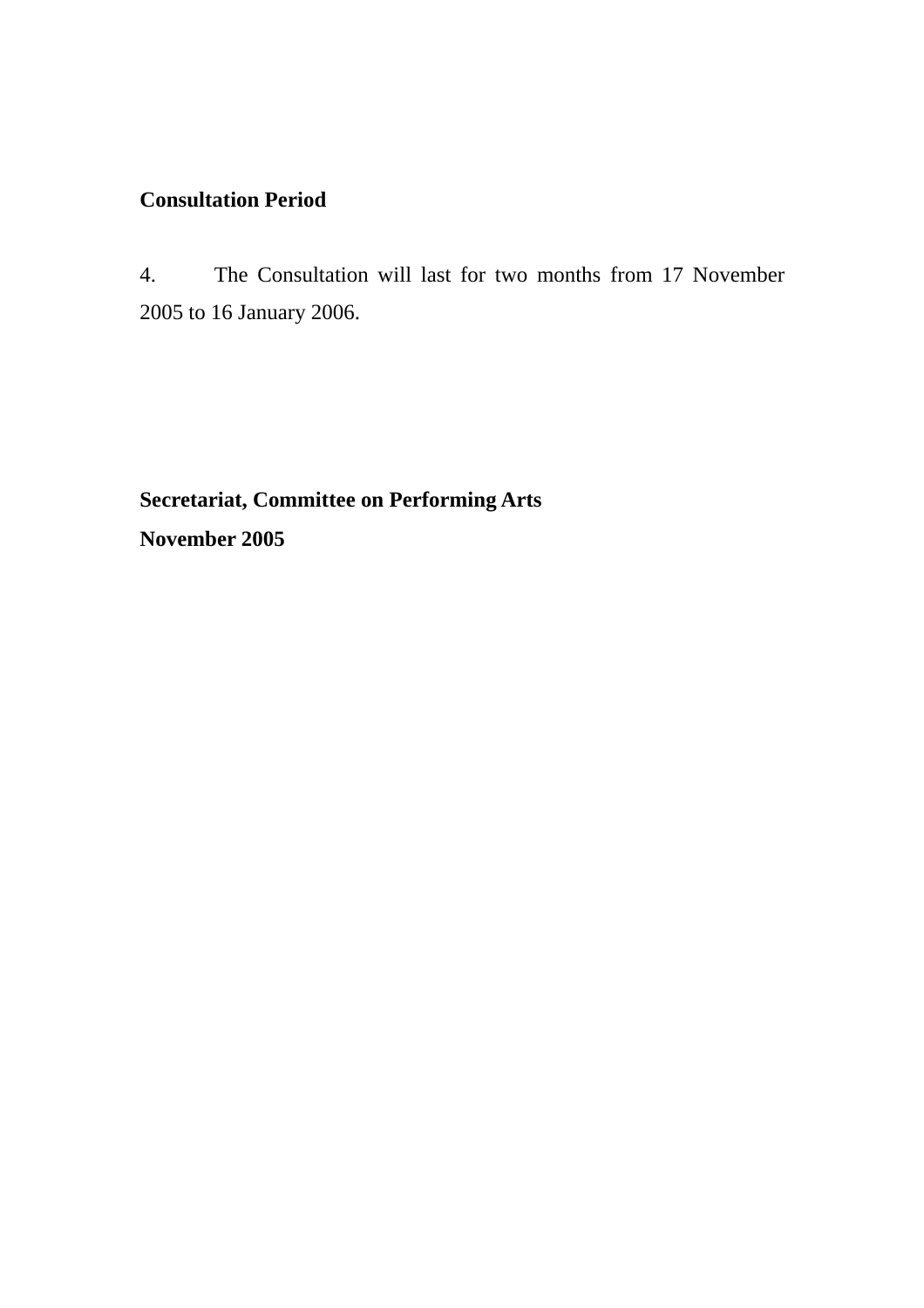**Consultation Period**

4. The Consultation will last for two months from 17 November 2005 to 16 January 2006.

**Secretariat, Committee on Performing Arts**

**November 2005**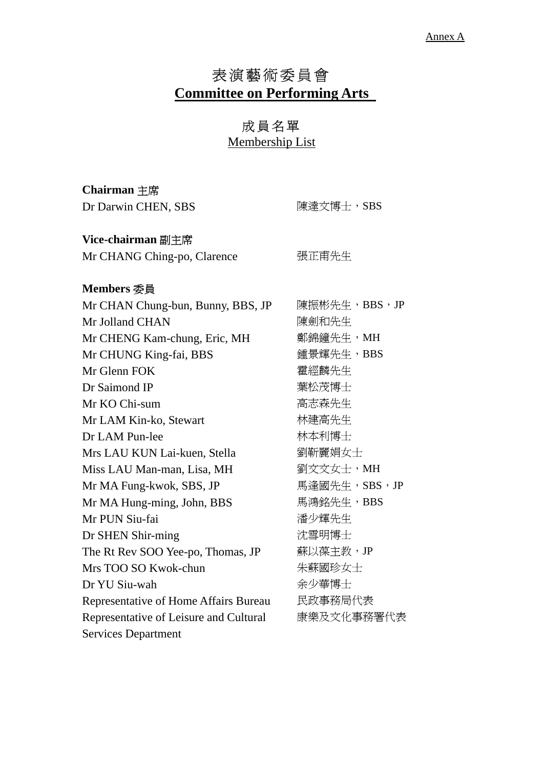Annex A

# 表演藝術委員會
# Committee on Performing Arts

## 成員名單
## Membership List

**Chairman 主席**

| | |
|---|---|
| Dr Darwin CHEN, SBS | 陳達文博士，SBS |

**Vice-chairman 副主席**

| | |
|---|---|
| Mr CHANG Ching-po, Clarence | 張正甫先生 |

**Members 委員**

| | |
|---|---|
| Mr CHAN Chung-bun, Bunny, BBS, JP | 陳振彬先生，BBS，JP |
| Mr Jolland CHAN | 陳劍和先生 |
| Mr CHENG Kam-chung, Eric, MH | 鄭錦鐘先生，MH |
| Mr CHUNG King-fai, BBS | 鍾景輝先生，BBS |
| Mr Glenn FOK | 霍經麟先生 |
| Dr Saimond IP | 葉松茂博士 |
| Mr KO Chi-sum | 高志森先生 |
| Mr LAM Kin-ko, Stewart | 林建高先生 |
| Dr LAM Pun-lee | 林本利博士 |
| Mrs LAU KUN Lai-kuen, Stella | 劉靳麗娟女士 |
| Miss LAU Man-man, Lisa, MH | 劉文文女士，MH |
| Mr MA Fung-kwok, SBS, JP | 馬逢國先生，SBS，JP |
| Mr MA Hung-ming, John, BBS | 馬鴻銘先生，BBS |
| Mr PUN Siu-fai | 潘少輝先生 |
| Dr SHEN Shir-ming | 沈雪明博士 |
| The Rt Rev SOO Yee-po, Thomas, JP | 蘇以葆主教，JP |
| Mrs TOO SO Kwok-chun | 朱蘇國珍女士 |
| Dr YU Siu-wah | 余少華博士 |
| Representative of Home Affairs Bureau | 民政事務局代表 |
| Representative of Leisure and Cultural Services Department | 康樂及文化事務署代表 |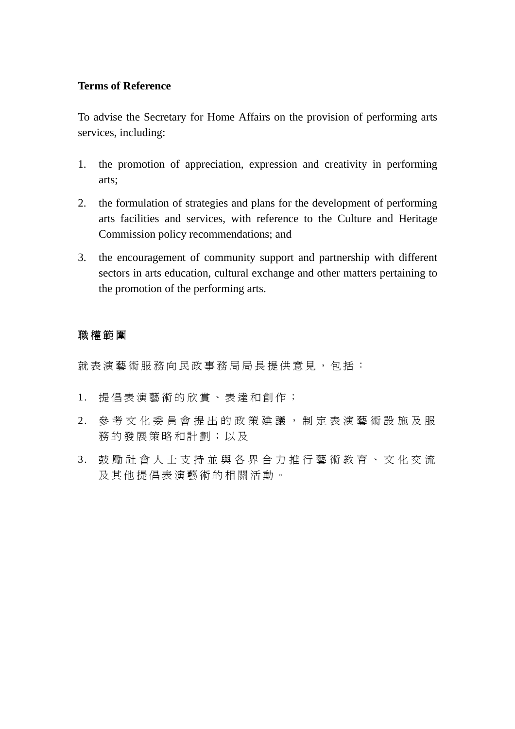**Terms of Reference**

To advise the Secretary for Home Affairs on the provision of performing arts services, including:

1. the promotion of appreciation, expression and creativity in performing arts;
2. the formulation of strategies and plans for the development of performing arts facilities and services, with reference to the Culture and Heritage Commission policy recommendations; and
3. the encouragement of community support and partnership with different sectors in arts education, cultural exchange and other matters pertaining to the promotion of the performing arts.

**職權範圍**

就表演藝術服務向民政事務局局長提供意見，包括：

1. 提倡表演藝術的欣賞、表達和創作；
2. 參考文化委員會提出的政策建議，制定表演藝術設施及服務的發展策略和計劃；以及
3. 鼓勵社會人士支持並與各界合力推行藝術教育、文化交流及其他提倡表演藝術的相關活動。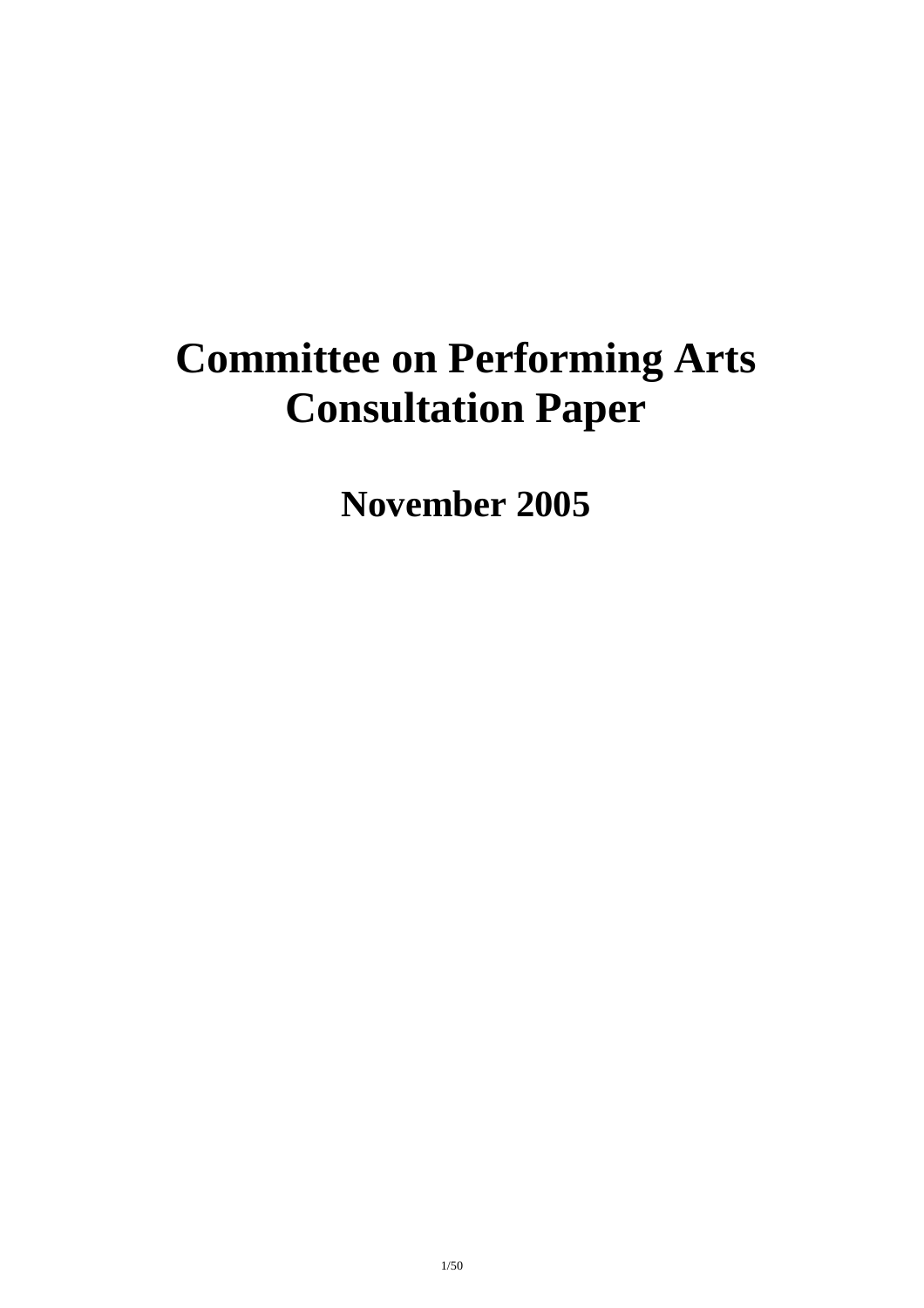# Committee on Performing Arts Consultation Paper

## November 2005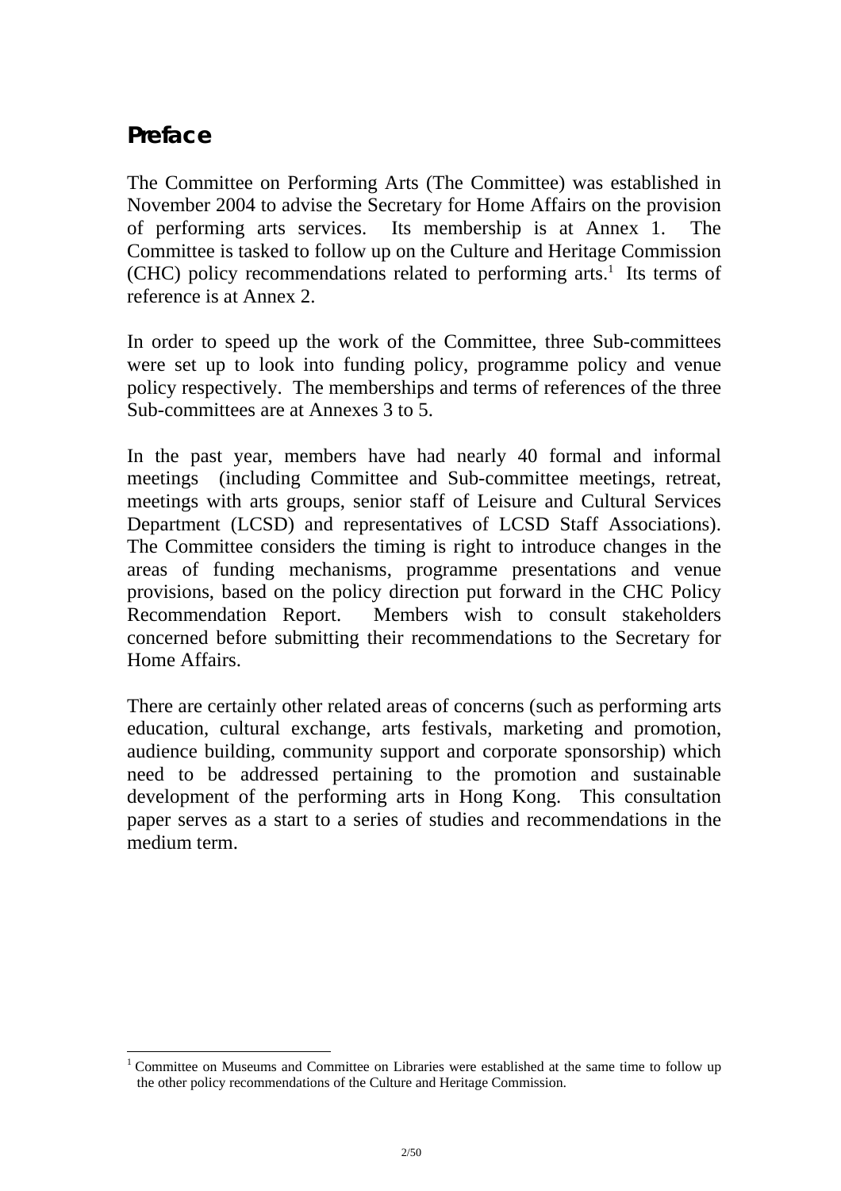# Preface

The Committee on Performing Arts (The Committee) was established in November 2004 to advise the Secretary for Home Affairs on the provision of performing arts services. Its membership is at Annex 1. The Committee is tasked to follow up on the Culture and Heritage Commission (CHC) policy recommendations related to performing arts.[1] Its terms of reference is at Annex 2.

In order to speed up the work of the Committee, three Sub-committees were set up to look into funding policy, programme policy and venue policy respectively. The memberships and terms of references of the three Sub-committees are at Annexes 3 to 5.

In the past year, members have had nearly 40 formal and informal meetings (including Committee and Sub-committee meetings, retreat, meetings with arts groups, senior staff of Leisure and Cultural Services Department (LCSD) and representatives of LCSD Staff Associations). The Committee considers the timing is right to introduce changes in the areas of funding mechanisms, programme presentations and venue provisions, based on the policy direction put forward in the CHC Policy Recommendation Report. Members wish to consult stakeholders concerned before submitting their recommendations to the Secretary for Home Affairs.

There are certainly other related areas of concerns (such as performing arts education, cultural exchange, arts festivals, marketing and promotion, audience building, community support and corporate sponsorship) which need to be addressed pertaining to the promotion and sustainable development of the performing arts in Hong Kong. This consultation paper serves as a start to a series of studies and recommendations in the medium term.

---

[1] Committee on Museums and Committee on Libraries were established at the same time to follow up the other policy recommendations of the Culture and Heritage Commission.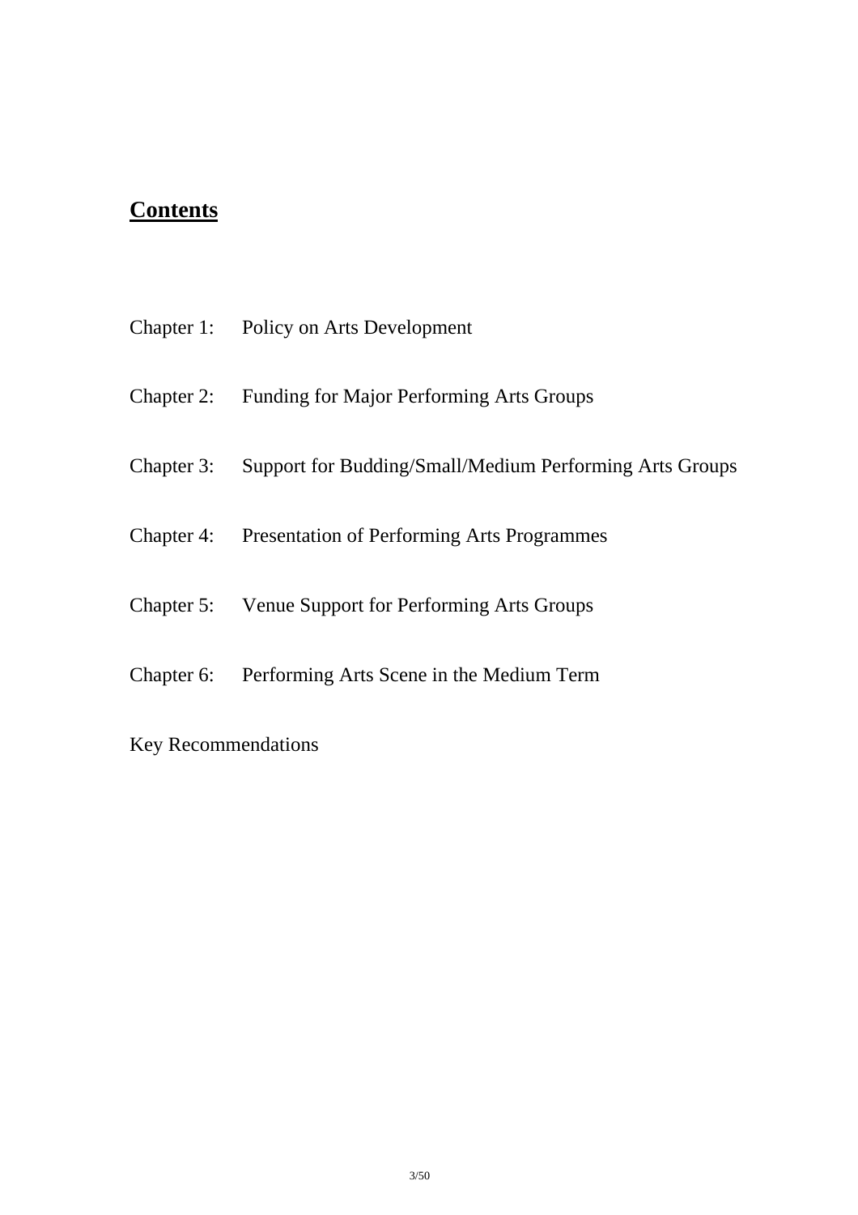# **Contents**

Chapter 1: Policy on Arts Development

Chapter 2: Funding for Major Performing Arts Groups

Chapter 3: Support for Budding/Small/Medium Performing Arts Groups

Chapter 4: Presentation of Performing Arts Programmes

Chapter 5: Venue Support for Performing Arts Groups

Chapter 6: Performing Arts Scene in the Medium Term

Key Recommendations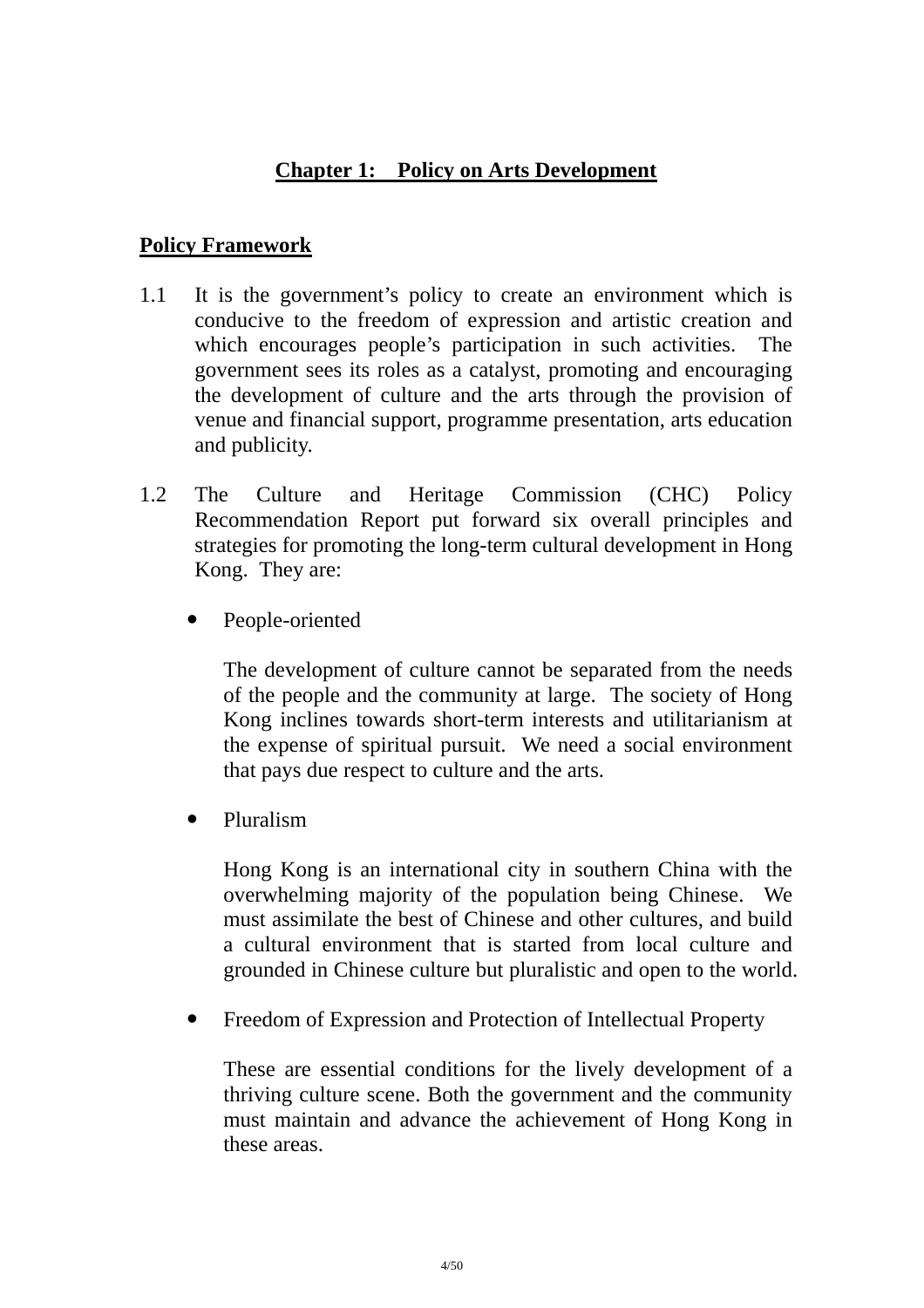## Chapter 1: Policy on Arts Development

### Policy Framework

1.1 It is the government's policy to create an environment which is conducive to the freedom of expression and artistic creation and which encourages people's participation in such activities. The government sees its roles as a catalyst, promoting and encouraging the development of culture and the arts through the provision of venue and financial support, programme presentation, arts education and publicity.

1.2 The Culture and Heritage Commission (CHC) Policy Recommendation Report put forward six overall principles and strategies for promoting the long-term cultural development in Hong Kong. They are:

- People-oriented

  The development of culture cannot be separated from the needs of the people and the community at large. The society of Hong Kong inclines towards short-term interests and utilitarianism at the expense of spiritual pursuit. We need a social environment that pays due respect to culture and the arts.

- Pluralism

  Hong Kong is an international city in southern China with the overwhelming majority of the population being Chinese. We must assimilate the best of Chinese and other cultures, and build a cultural environment that is started from local culture and grounded in Chinese culture but pluralistic and open to the world.

- Freedom of Expression and Protection of Intellectual Property

  These are essential conditions for the lively development of a thriving culture scene. Both the government and the community must maintain and advance the achievement of Hong Kong in these areas.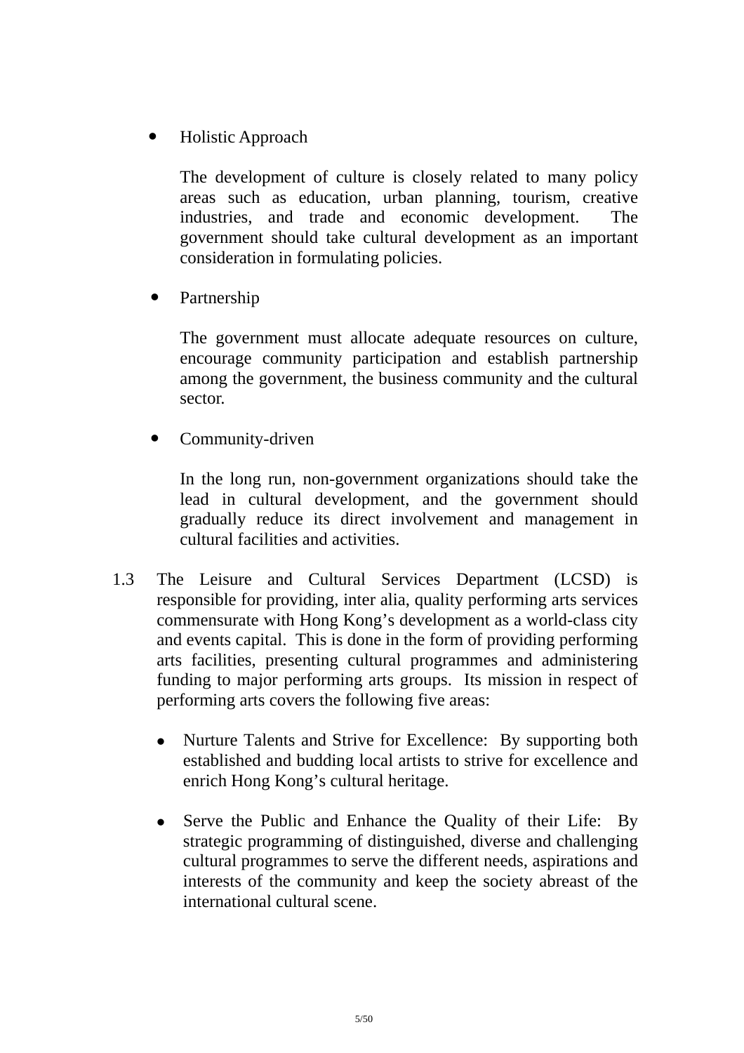- Holistic Approach

  The development of culture is closely related to many policy areas such as education, urban planning, tourism, creative industries, and trade and economic development. The government should take cultural development as an important consideration in formulating policies.

- Partnership

  The government must allocate adequate resources on culture, encourage community participation and establish partnership among the government, the business community and the cultural sector.

- Community-driven

  In the long run, non-government organizations should take the lead in cultural development, and the government should gradually reduce its direct involvement and management in cultural facilities and activities.

1.3 The Leisure and Cultural Services Department (LCSD) is responsible for providing, inter alia, quality performing arts services commensurate with Hong Kong's development as a world-class city and events capital. This is done in the form of providing performing arts facilities, presenting cultural programmes and administering funding to major performing arts groups. Its mission in respect of performing arts covers the following five areas:

- Nurture Talents and Strive for Excellence: By supporting both established and budding local artists to strive for excellence and enrich Hong Kong's cultural heritage.

- Serve the Public and Enhance the Quality of their Life: By strategic programming of distinguished, diverse and challenging cultural programmes to serve the different needs, aspirations and interests of the community and keep the society abreast of the international cultural scene.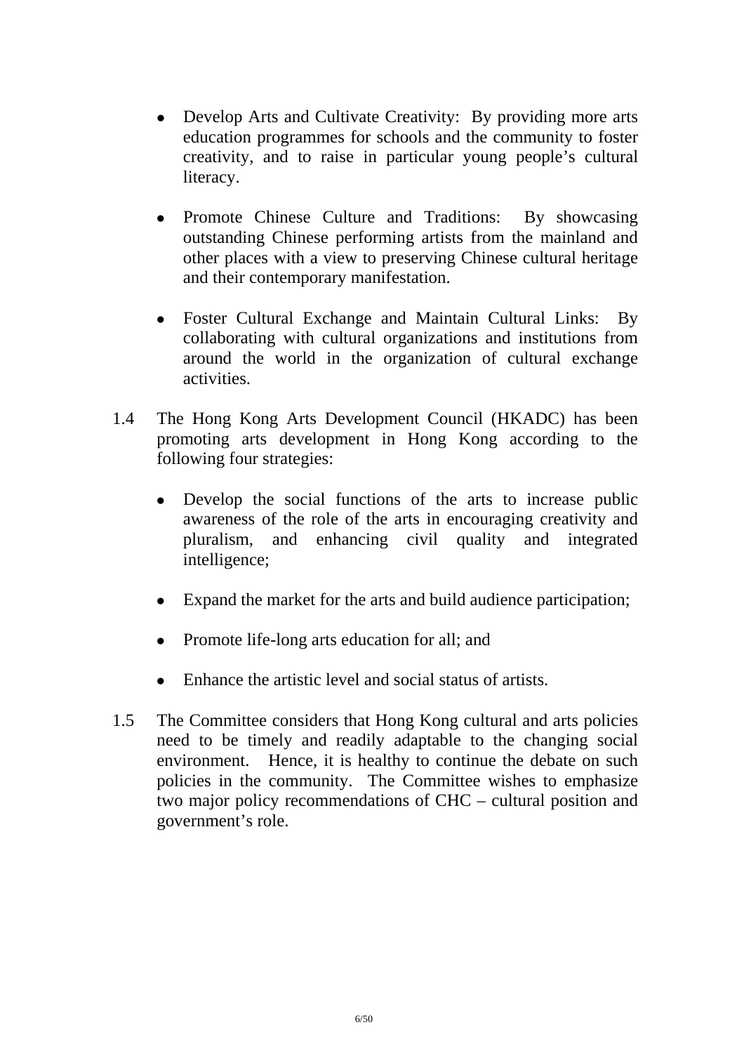- Develop Arts and Cultivate Creativity: By providing more arts education programmes for schools and the community to foster creativity, and to raise in particular young people's cultural literacy.

- Promote Chinese Culture and Traditions: By showcasing outstanding Chinese performing artists from the mainland and other places with a view to preserving Chinese cultural heritage and their contemporary manifestation.

- Foster Cultural Exchange and Maintain Cultural Links: By collaborating with cultural organizations and institutions from around the world in the organization of cultural exchange activities.

1.4 The Hong Kong Arts Development Council (HKADC) has been promoting arts development in Hong Kong according to the following four strategies:

- Develop the social functions of the arts to increase public awareness of the role of the arts in encouraging creativity and pluralism, and enhancing civil quality and integrated intelligence;

- Expand the market for the arts and build audience participation;

- Promote life-long arts education for all; and

- Enhance the artistic level and social status of artists.

1.5 The Committee considers that Hong Kong cultural and arts policies need to be timely and readily adaptable to the changing social environment. Hence, it is healthy to continue the debate on such policies in the community. The Committee wishes to emphasize two major policy recommendations of CHC – cultural position and government's role.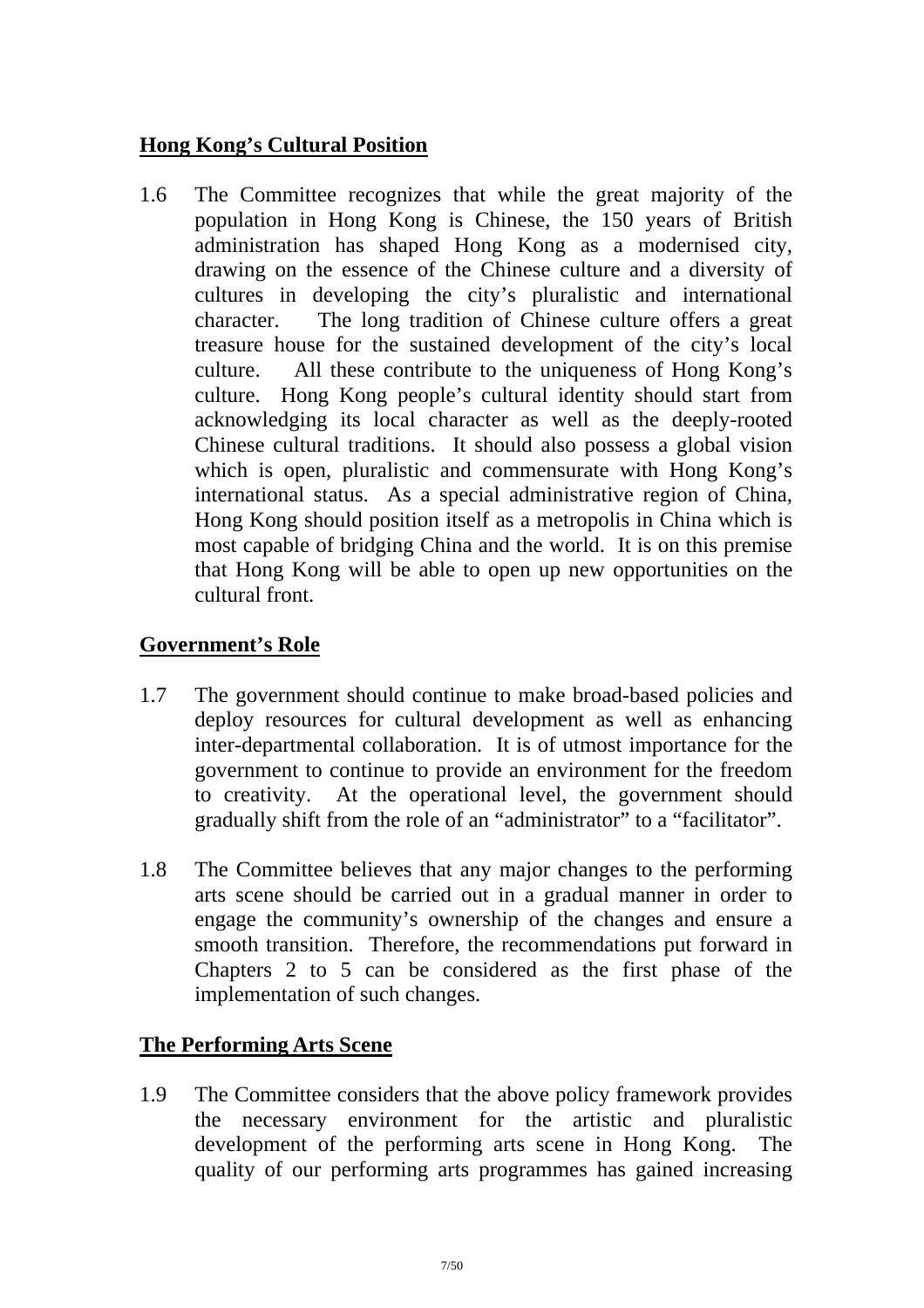**<u>Hong Kong's Cultural Position</u>**

1.6 The Committee recognizes that while the great majority of the population in Hong Kong is Chinese, the 150 years of British administration has shaped Hong Kong as a modernised city, drawing on the essence of the Chinese culture and a diversity of cultures in developing the city's pluralistic and international character. The long tradition of Chinese culture offers a great treasure house for the sustained development of the city's local culture. All these contribute to the uniqueness of Hong Kong's culture. Hong Kong people's cultural identity should start from acknowledging its local character as well as the deeply-rooted Chinese cultural traditions. It should also possess a global vision which is open, pluralistic and commensurate with Hong Kong's international status. As a special administrative region of China, Hong Kong should position itself as a metropolis in China which is most capable of bridging China and the world. It is on this premise that Hong Kong will be able to open up new opportunities on the cultural front.

**<u>Government's Role</u>**

1.7 The government should continue to make broad-based policies and deploy resources for cultural development as well as enhancing inter-departmental collaboration. It is of utmost importance for the government to continue to provide an environment for the freedom to creativity. At the operational level, the government should gradually shift from the role of an "administrator" to a "facilitator".

1.8 The Committee believes that any major changes to the performing arts scene should be carried out in a gradual manner in order to engage the community's ownership of the changes and ensure a smooth transition. Therefore, the recommendations put forward in Chapters 2 to 5 can be considered as the first phase of the implementation of such changes.

**<u>The Performing Arts Scene</u>**

1.9 The Committee considers that the above policy framework provides the necessary environment for the artistic and pluralistic development of the performing arts scene in Hong Kong. The quality of our performing arts programmes has gained increasing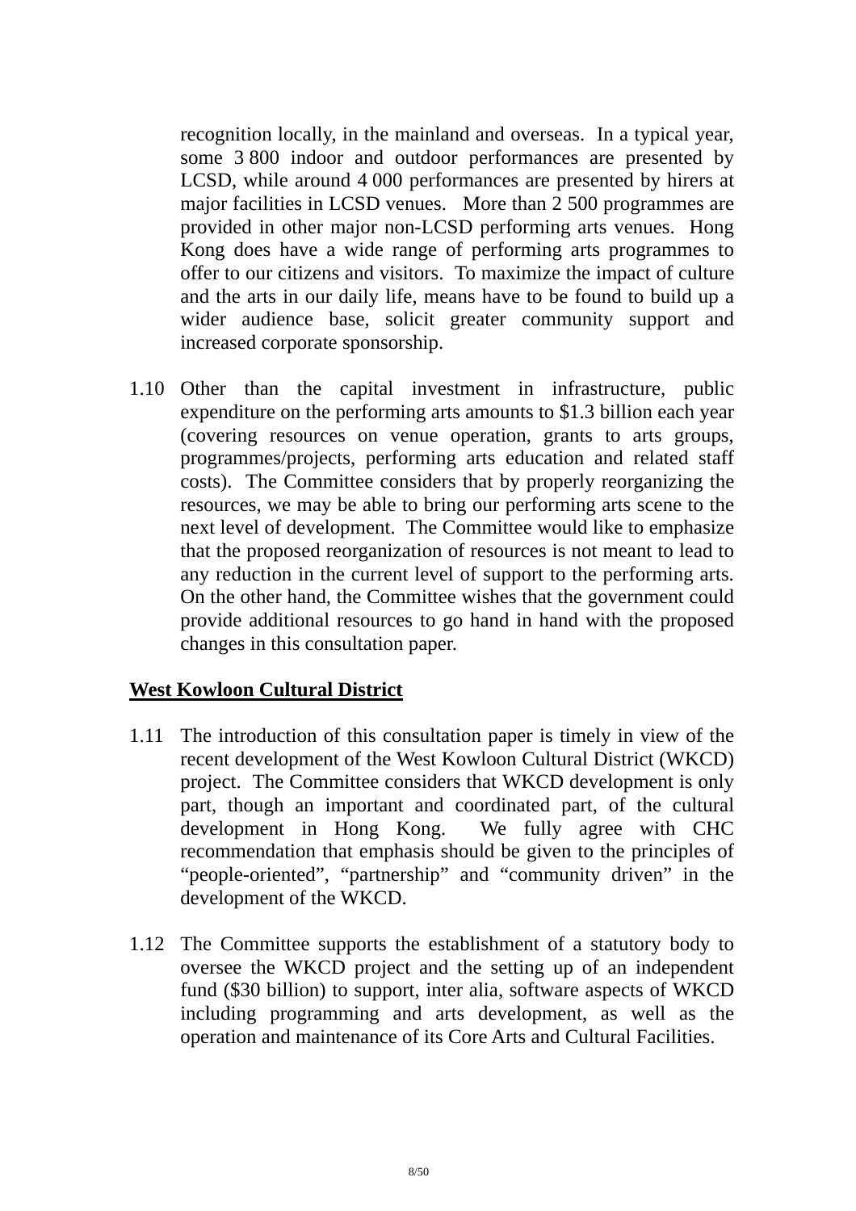recognition locally, in the mainland and overseas. In a typical year, some 3 800 indoor and outdoor performances are presented by LCSD, while around 4 000 performances are presented by hirers at major facilities in LCSD venues. More than 2 500 programmes are provided in other major non-LCSD performing arts venues. Hong Kong does have a wide range of performing arts programmes to offer to our citizens and visitors. To maximize the impact of culture and the arts in our daily life, means have to be found to build up a wider audience base, solicit greater community support and increased corporate sponsorship.

1.10 Other than the capital investment in infrastructure, public expenditure on the performing arts amounts to $1.3 billion each year (covering resources on venue operation, grants to arts groups, programmes/projects, performing arts education and related staff costs). The Committee considers that by properly reorganizing the resources, we may be able to bring our performing arts scene to the next level of development. The Committee would like to emphasize that the proposed reorganization of resources is not meant to lead to any reduction in the current level of support to the performing arts. On the other hand, the Committee wishes that the government could provide additional resources to go hand in hand with the proposed changes in this consultation paper.

**West Kowloon Cultural District**

1.11 The introduction of this consultation paper is timely in view of the recent development of the West Kowloon Cultural District (WKCD) project. The Committee considers that WKCD development is only part, though an important and coordinated part, of the cultural development in Hong Kong. We fully agree with CHC recommendation that emphasis should be given to the principles of "people-oriented", "partnership" and "community driven" in the development of the WKCD.

1.12 The Committee supports the establishment of a statutory body to oversee the WKCD project and the setting up of an independent fund ($30 billion) to support, inter alia, software aspects of WKCD including programming and arts development, as well as the operation and maintenance of its Core Arts and Cultural Facilities.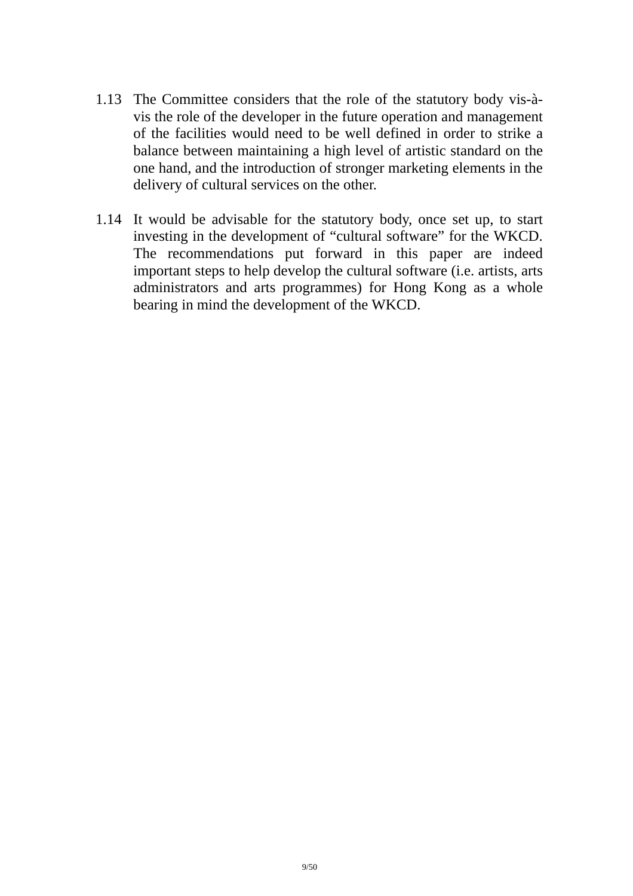1.13 The Committee considers that the role of the statutory body vis-à-vis the role of the developer in the future operation and management of the facilities would need to be well defined in order to strike a balance between maintaining a high level of artistic standard on the one hand, and the introduction of stronger marketing elements in the delivery of cultural services on the other.

1.14 It would be advisable for the statutory body, once set up, to start investing in the development of "cultural software" for the WKCD. The recommendations put forward in this paper are indeed important steps to help develop the cultural software (i.e. artists, arts administrators and arts programmes) for Hong Kong as a whole bearing in mind the development of the WKCD.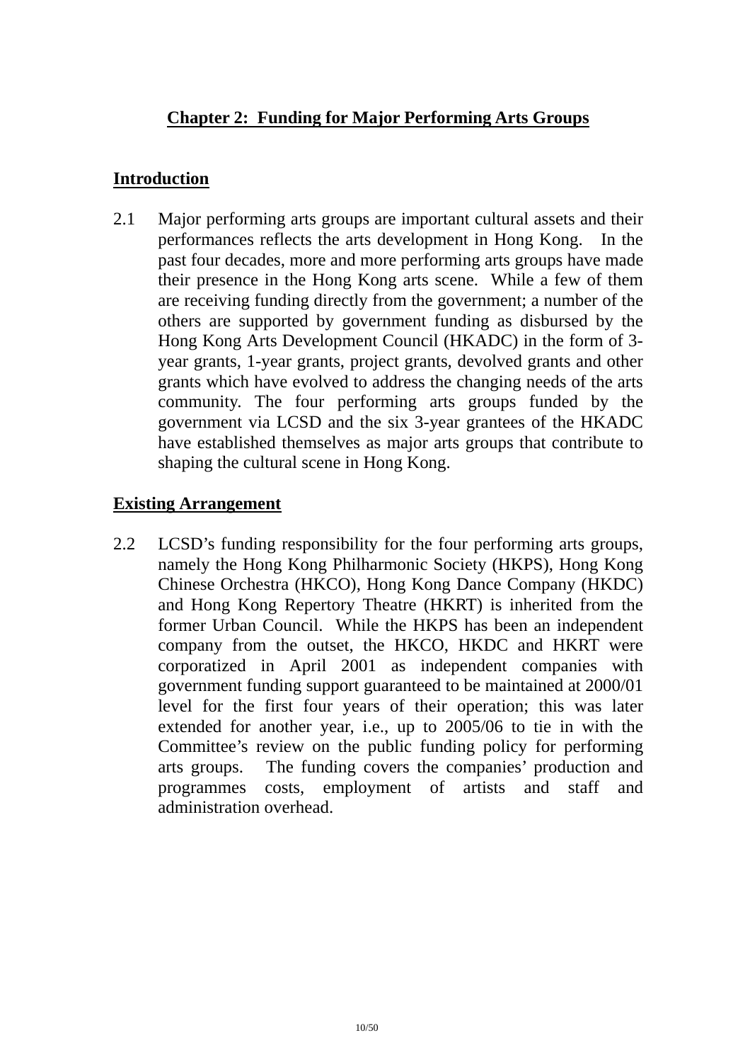## Chapter 2: Funding for Major Performing Arts Groups

### Introduction

2.1 Major performing arts groups are important cultural assets and their performances reflects the arts development in Hong Kong. In the past four decades, more and more performing arts groups have made their presence in the Hong Kong arts scene. While a few of them are receiving funding directly from the government; a number of the others are supported by government funding as disbursed by the Hong Kong Arts Development Council (HKADC) in the form of 3-year grants, 1-year grants, project grants, devolved grants and other grants which have evolved to address the changing needs of the arts community. The four performing arts groups funded by the government via LCSD and the six 3-year grantees of the HKADC have established themselves as major arts groups that contribute to shaping the cultural scene in Hong Kong.

### Existing Arrangement

2.2 LCSD's funding responsibility for the four performing arts groups, namely the Hong Kong Philharmonic Society (HKPS), Hong Kong Chinese Orchestra (HKCO), Hong Kong Dance Company (HKDC) and Hong Kong Repertory Theatre (HKRT) is inherited from the former Urban Council. While the HKPS has been an independent company from the outset, the HKCO, HKDC and HKRT were corporatized in April 2001 as independent companies with government funding support guaranteed to be maintained at 2000/01 level for the first four years of their operation; this was later extended for another year, i.e., up to 2005/06 to tie in with the Committee's review on the public funding policy for performing arts groups. The funding covers the companies' production and programmes costs, employment of artists and staff and administration overhead.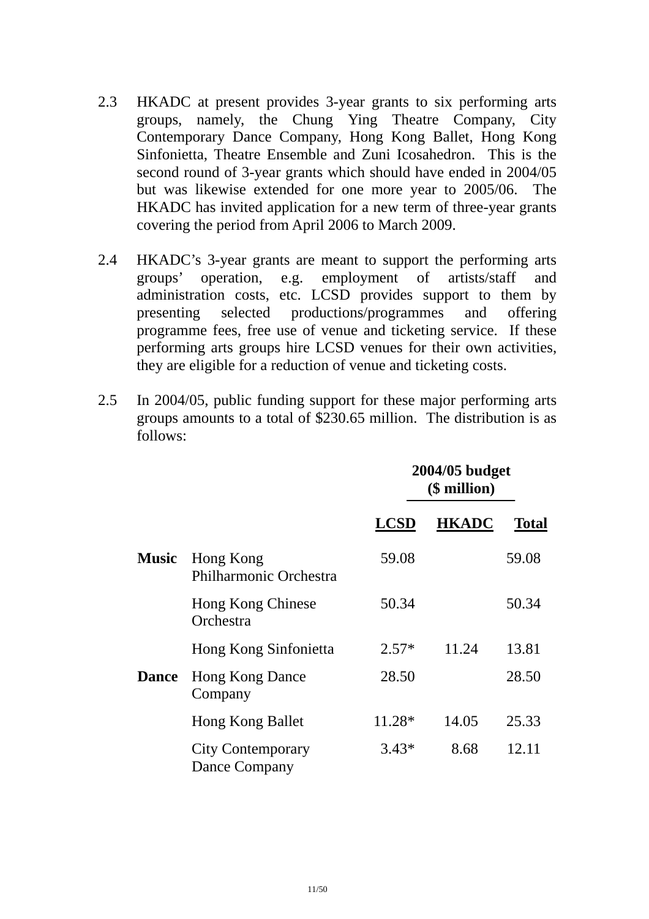2.3 HKADC at present provides 3-year grants to six performing arts groups, namely, the Chung Ying Theatre Company, City Contemporary Dance Company, Hong Kong Ballet, Hong Kong Sinfonietta, Theatre Ensemble and Zuni Icosahedron. This is the second round of 3-year grants which should have ended in 2004/05 but was likewise extended for one more year to 2005/06. The HKADC has invited application for a new term of three-year grants covering the period from April 2006 to March 2009.

2.4 HKADC's 3-year grants are meant to support the performing arts groups' operation, e.g. employment of artists/staff and administration costs, etc. LCSD provides support to them by presenting selected productions/programmes and offering programme fees, free use of venue and ticketing service. If these performing arts groups hire LCSD venues for their own activities, they are eligible for a reduction of venue and ticketing costs.

2.5 In 2004/05, public funding support for these major performing arts groups amounts to a total of $230.65 million. The distribution is as follows:

| | | 2004/05 budget ($ million) | | |
|---|---|---|---|---|
| | | **LCSD** | **HKADC** | **Total** |
| **Music** | Hong Kong Philharmonic Orchestra | 59.08 | | 59.08 |
| | Hong Kong Chinese Orchestra | 50.34 | | 50.34 |
| | Hong Kong Sinfonietta | 2.57* | 11.24 | 13.81 |
| **Dance** | Hong Kong Dance Company | 28.50 | | 28.50 |
| | Hong Kong Ballet | 11.28* | 14.05 | 25.33 |
| | City Contemporary Dance Company | 3.43* | 8.68 | 12.11 |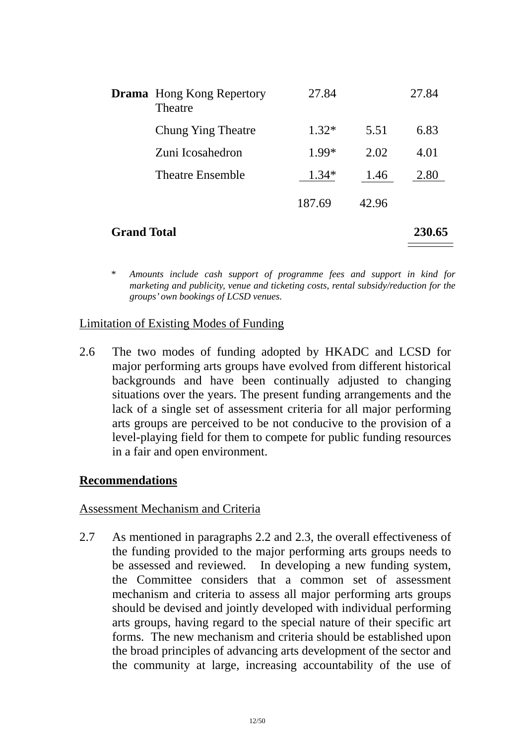| | | | | |
|---|---|---|---|---|
| **Drama** | Hong Kong Repertory Theatre | 27.84 | | 27.84 |
| | Chung Ying Theatre | 1.32* | 5.51 | 6.83 |
| | Zuni Icosahedron | 1.99* | 2.02 | 4.01 |
| | Theatre Ensemble | 1.34* | 1.46 | 2.80 |
| | | 187.69 | 42.96 | |
| **Grand Total** | | | | **230.65** |

\* *Amounts include cash support of programme fees and support in kind for marketing and publicity, venue and ticketing costs, rental subsidy/reduction for the groups' own bookings of LCSD venues.*

Limitation of Existing Modes of Funding

2.6 The two modes of funding adopted by HKADC and LCSD for major performing arts groups have evolved from different historical backgrounds and have been continually adjusted to changing situations over the years. The present funding arrangements and the lack of a single set of assessment criteria for all major performing arts groups are perceived to be not conducive to the provision of a level-playing field for them to compete for public funding resources in a fair and open environment.

**Recommendations**

Assessment Mechanism and Criteria

2.7 As mentioned in paragraphs 2.2 and 2.3, the overall effectiveness of the funding provided to the major performing arts groups needs to be assessed and reviewed. In developing a new funding system, the Committee considers that a common set of assessment mechanism and criteria to assess all major performing arts groups should be devised and jointly developed with individual performing arts groups, having regard to the special nature of their specific art forms. The new mechanism and criteria should be established upon the broad principles of advancing arts development of the sector and the community at large, increasing accountability of the use of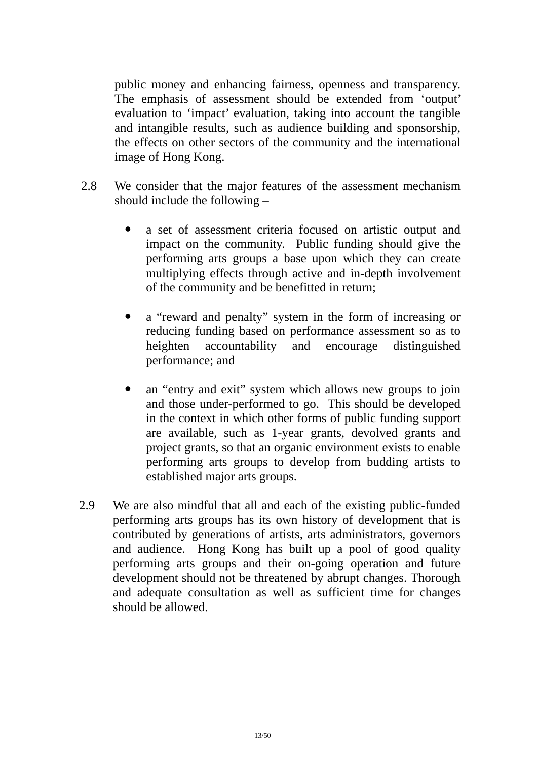public money and enhancing fairness, openness and transparency. The emphasis of assessment should be extended from 'output' evaluation to 'impact' evaluation, taking into account the tangible and intangible results, such as audience building and sponsorship, the effects on other sectors of the community and the international image of Hong Kong.

2.8 We consider that the major features of the assessment mechanism should include the following –

- a set of assessment criteria focused on artistic output and impact on the community. Public funding should give the performing arts groups a base upon which they can create multiplying effects through active and in-depth involvement of the community and be benefitted in return;

- a "reward and penalty" system in the form of increasing or reducing funding based on performance assessment so as to heighten accountability and encourage distinguished performance; and

- an "entry and exit" system which allows new groups to join and those under-performed to go. This should be developed in the context in which other forms of public funding support are available, such as 1-year grants, devolved grants and project grants, so that an organic environment exists to enable performing arts groups to develop from budding artists to established major arts groups.

2.9 We are also mindful that all and each of the existing public-funded performing arts groups has its own history of development that is contributed by generations of artists, arts administrators, governors and audience. Hong Kong has built up a pool of good quality performing arts groups and their on-going operation and future development should not be threatened by abrupt changes. Thorough and adequate consultation as well as sufficient time for changes should be allowed.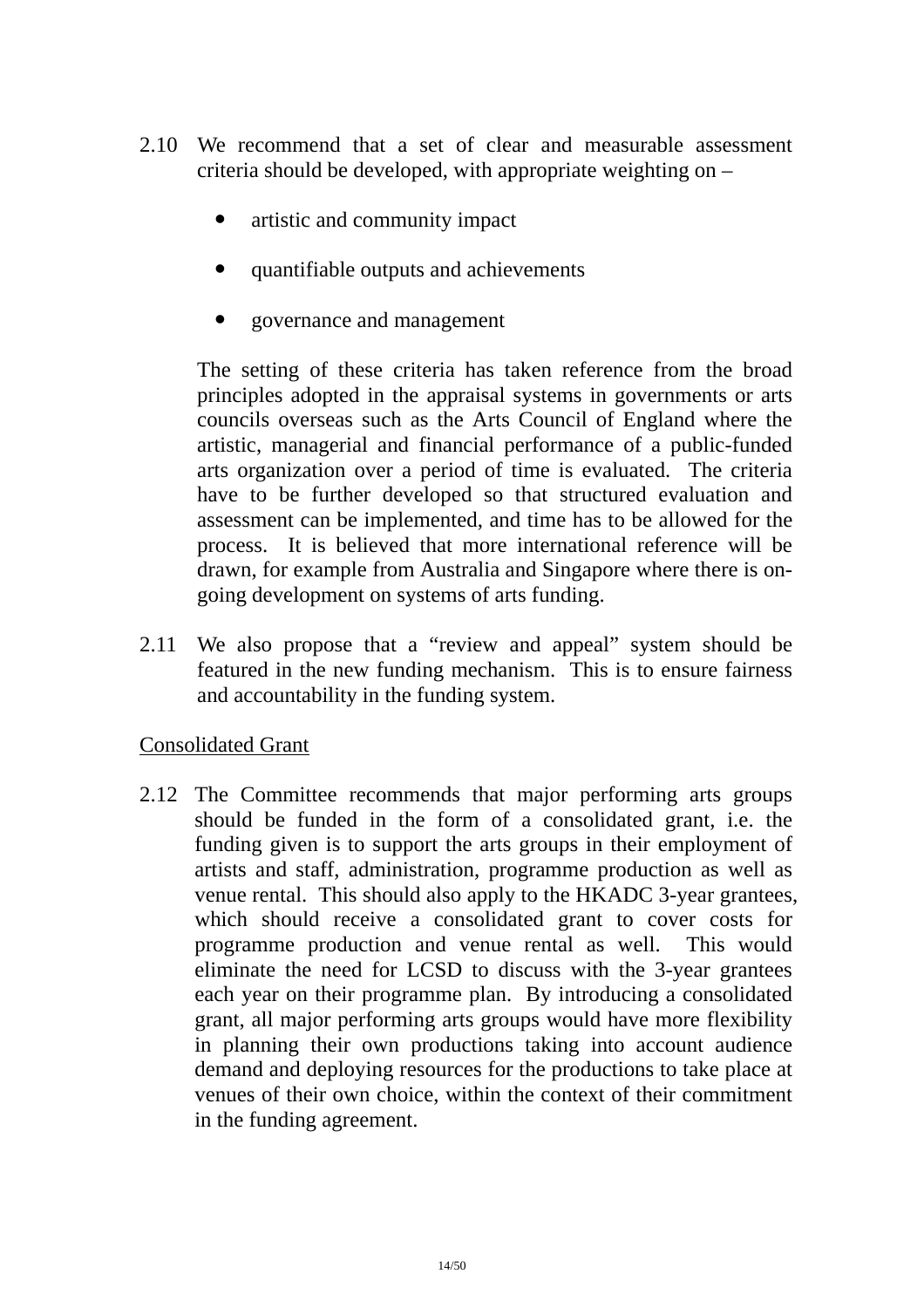2.10 We recommend that a set of clear and measurable assessment criteria should be developed, with appropriate weighting on –

- artistic and community impact
- quantifiable outputs and achievements
- governance and management

The setting of these criteria has taken reference from the broad principles adopted in the appraisal systems in governments or arts councils overseas such as the Arts Council of England where the artistic, managerial and financial performance of a public-funded arts organization over a period of time is evaluated. The criteria have to be further developed so that structured evaluation and assessment can be implemented, and time has to be allowed for the process. It is believed that more international reference will be drawn, for example from Australia and Singapore where there is on-going development on systems of arts funding.

2.11 We also propose that a "review and appeal" system should be featured in the new funding mechanism. This is to ensure fairness and accountability in the funding system.

Consolidated Grant

2.12 The Committee recommends that major performing arts groups should be funded in the form of a consolidated grant, i.e. the funding given is to support the arts groups in their employment of artists and staff, administration, programme production as well as venue rental. This should also apply to the HKADC 3-year grantees, which should receive a consolidated grant to cover costs for programme production and venue rental as well. This would eliminate the need for LCSD to discuss with the 3-year grantees each year on their programme plan. By introducing a consolidated grant, all major performing arts groups would have more flexibility in planning their own productions taking into account audience demand and deploying resources for the productions to take place at venues of their own choice, within the context of their commitment in the funding agreement.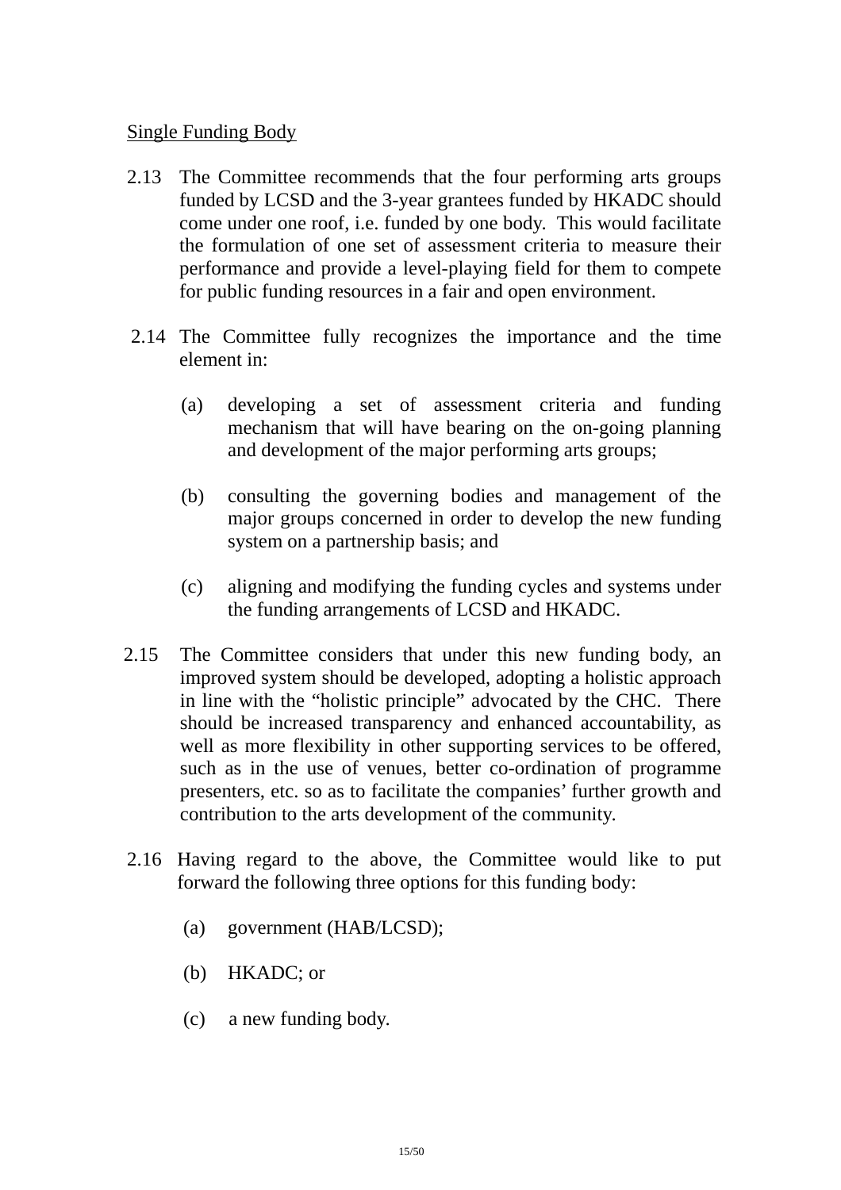Single Funding Body

2.13 The Committee recommends that the four performing arts groups funded by LCSD and the 3-year grantees funded by HKADC should come under one roof, i.e. funded by one body. This would facilitate the formulation of one set of assessment criteria to measure their performance and provide a level-playing field for them to compete for public funding resources in a fair and open environment.

2.14 The Committee fully recognizes the importance and the time element in:

(a) developing a set of assessment criteria and funding mechanism that will have bearing on the on-going planning and development of the major performing arts groups;

(b) consulting the governing bodies and management of the major groups concerned in order to develop the new funding system on a partnership basis; and

(c) aligning and modifying the funding cycles and systems under the funding arrangements of LCSD and HKADC.

2.15 The Committee considers that under this new funding body, an improved system should be developed, adopting a holistic approach in line with the "holistic principle" advocated by the CHC. There should be increased transparency and enhanced accountability, as well as more flexibility in other supporting services to be offered, such as in the use of venues, better co-ordination of programme presenters, etc. so as to facilitate the companies' further growth and contribution to the arts development of the community.

2.16 Having regard to the above, the Committee would like to put forward the following three options for this funding body:

(a) government (HAB/LCSD);

(b) HKADC; or

(c) a new funding body.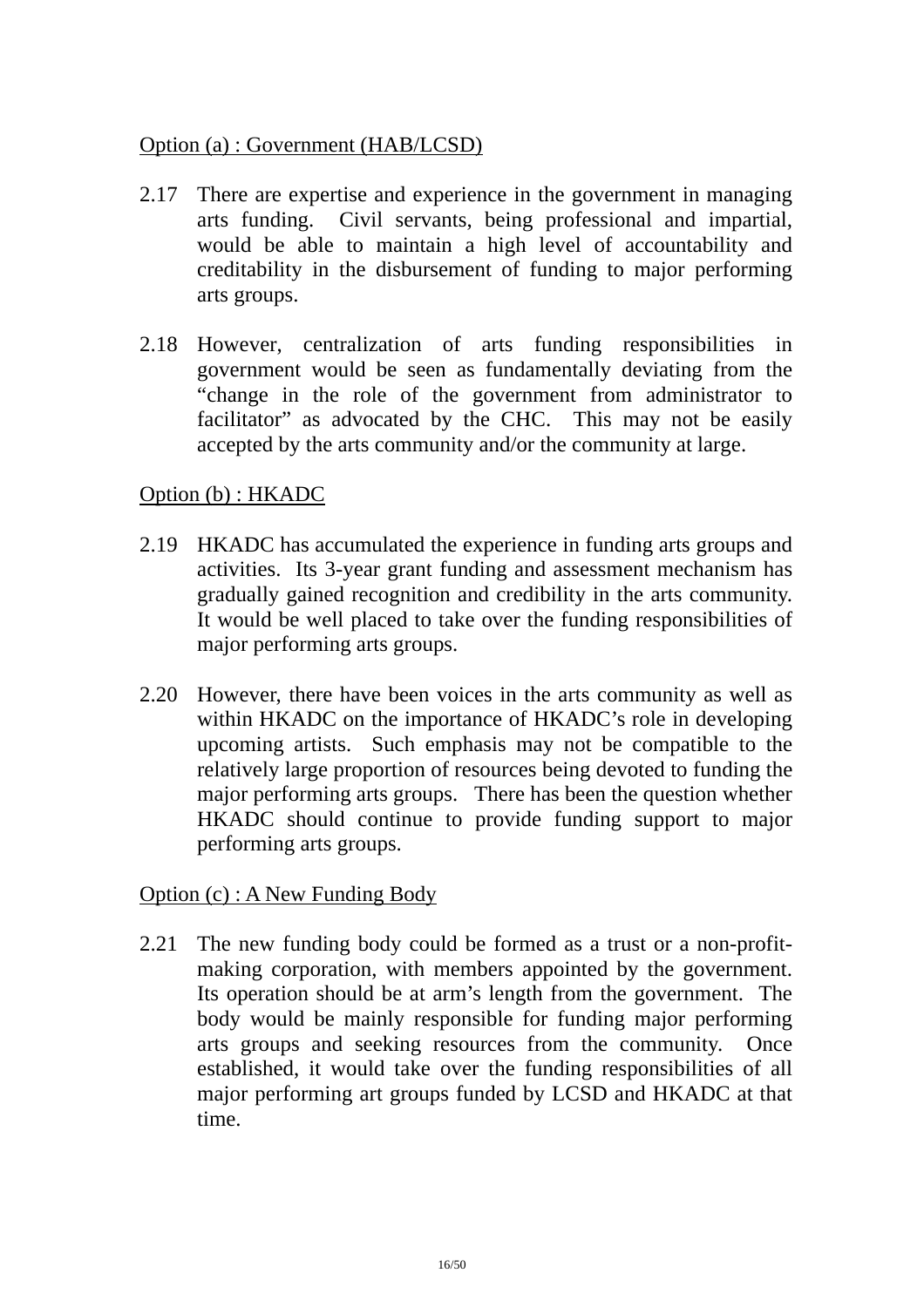Option (a) : Government (HAB/LCSD)

2.17 There are expertise and experience in the government in managing arts funding. Civil servants, being professional and impartial, would be able to maintain a high level of accountability and creditability in the disbursement of funding to major performing arts groups.

2.18 However, centralization of arts funding responsibilities in government would be seen as fundamentally deviating from the "change in the role of the government from administrator to facilitator" as advocated by the CHC. This may not be easily accepted by the arts community and/or the community at large.

Option (b) : HKADC

2.19 HKADC has accumulated the experience in funding arts groups and activities. Its 3-year grant funding and assessment mechanism has gradually gained recognition and credibility in the arts community. It would be well placed to take over the funding responsibilities of major performing arts groups.

2.20 However, there have been voices in the arts community as well as within HKADC on the importance of HKADC's role in developing upcoming artists. Such emphasis may not be compatible to the relatively large proportion of resources being devoted to funding the major performing arts groups. There has been the question whether HKADC should continue to provide funding support to major performing arts groups.

Option (c) : A New Funding Body

2.21 The new funding body could be formed as a trust or a non-profit-making corporation, with members appointed by the government. Its operation should be at arm's length from the government. The body would be mainly responsible for funding major performing arts groups and seeking resources from the community. Once established, it would take over the funding responsibilities of all major performing art groups funded by LCSD and HKADC at that time.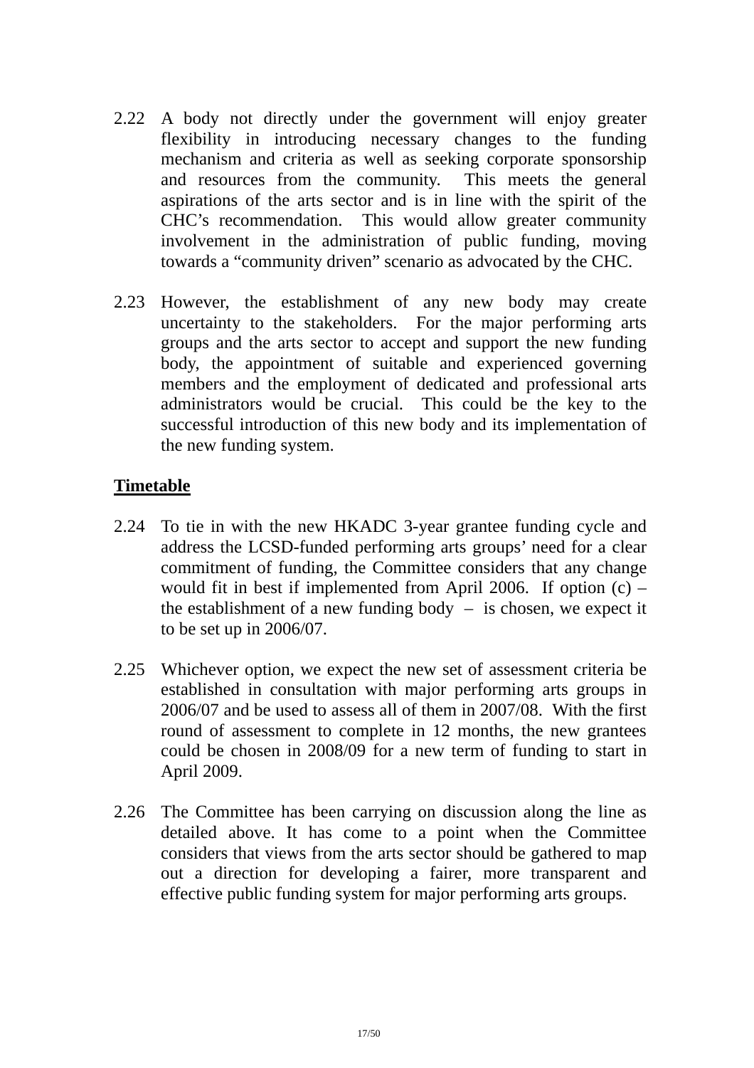2.22 A body not directly under the government will enjoy greater flexibility in introducing necessary changes to the funding mechanism and criteria as well as seeking corporate sponsorship and resources from the community. This meets the general aspirations of the arts sector and is in line with the spirit of the CHC's recommendation. This would allow greater community involvement in the administration of public funding, moving towards a "community driven" scenario as advocated by the CHC.

2.23 However, the establishment of any new body may create uncertainty to the stakeholders. For the major performing arts groups and the arts sector to accept and support the new funding body, the appointment of suitable and experienced governing members and the employment of dedicated and professional arts administrators would be crucial. This could be the key to the successful introduction of this new body and its implementation of the new funding system.

**Timetable**

2.24 To tie in with the new HKADC 3-year grantee funding cycle and address the LCSD-funded performing arts groups' need for a clear commitment of funding, the Committee considers that any change would fit in best if implemented from April 2006. If option (c) – the establishment of a new funding body – is chosen, we expect it to be set up in 2006/07.

2.25 Whichever option, we expect the new set of assessment criteria be established in consultation with major performing arts groups in 2006/07 and be used to assess all of them in 2007/08. With the first round of assessment to complete in 12 months, the new grantees could be chosen in 2008/09 for a new term of funding to start in April 2009.

2.26 The Committee has been carrying on discussion along the line as detailed above. It has come to a point when the Committee considers that views from the arts sector should be gathered to map out a direction for developing a fairer, more transparent and effective public funding system for major performing arts groups.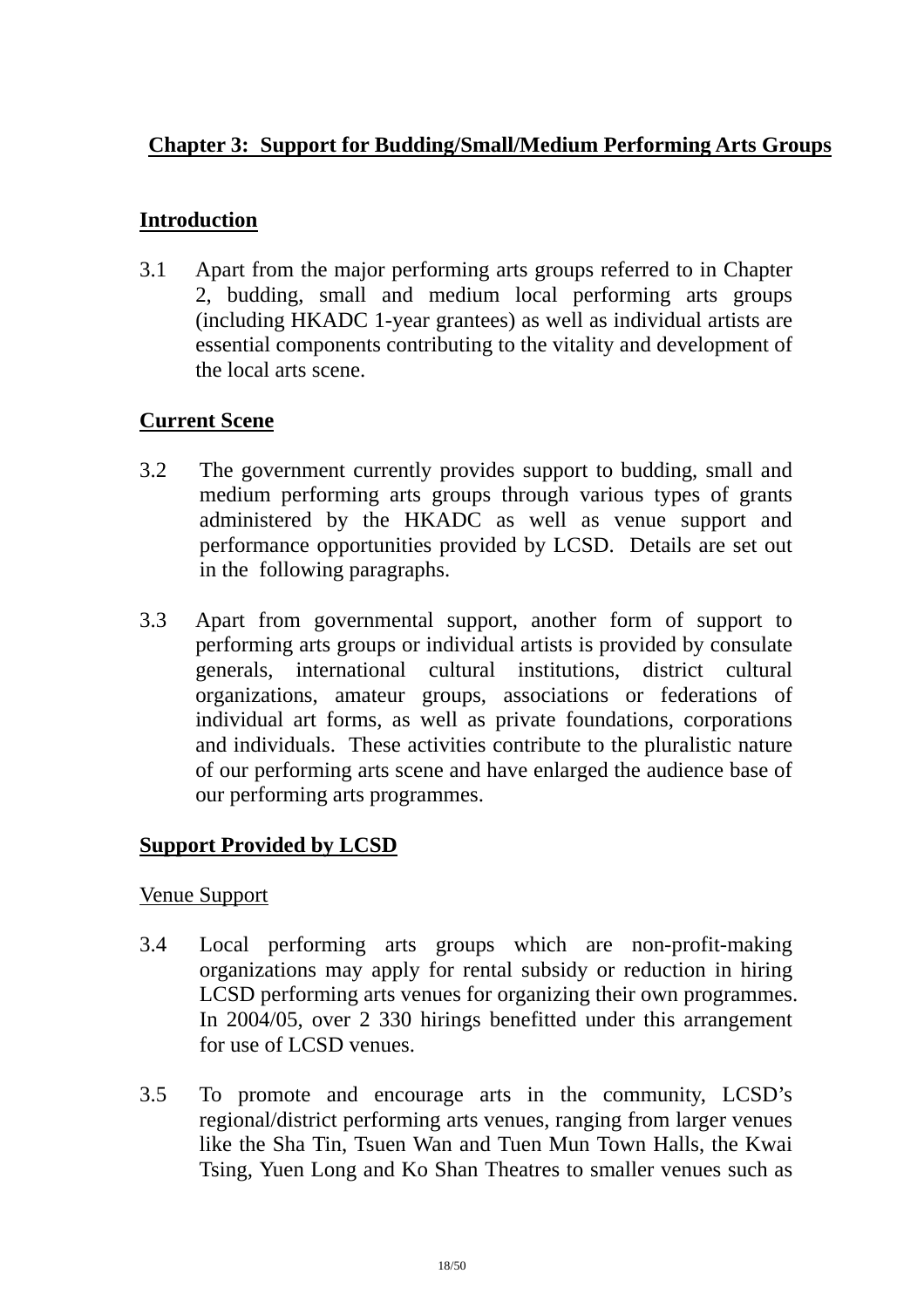## Chapter 3: Support for Budding/Small/Medium Performing Arts Groups

### Introduction

3.1 Apart from the major performing arts groups referred to in Chapter 2, budding, small and medium local performing arts groups (including HKADC 1-year grantees) as well as individual artists are essential components contributing to the vitality and development of the local arts scene.

### Current Scene

3.2 The government currently provides support to budding, small and medium performing arts groups through various types of grants administered by the HKADC as well as venue support and performance opportunities provided by LCSD. Details are set out in the following paragraphs.

3.3 Apart from governmental support, another form of support to performing arts groups or individual artists is provided by consulate generals, international cultural institutions, district cultural organizations, amateur groups, associations or federations of individual art forms, as well as private foundations, corporations and individuals. These activities contribute to the pluralistic nature of our performing arts scene and have enlarged the audience base of our performing arts programmes.

### Support Provided by LCSD

#### Venue Support

3.4 Local performing arts groups which are non-profit-making organizations may apply for rental subsidy or reduction in hiring LCSD performing arts venues for organizing their own programmes. In 2004/05, over 2 330 hirings benefitted under this arrangement for use of LCSD venues.

3.5 To promote and encourage arts in the community, LCSD's regional/district performing arts venues, ranging from larger venues like the Sha Tin, Tsuen Wan and Tuen Mun Town Halls, the Kwai Tsing, Yuen Long and Ko Shan Theatres to smaller venues such as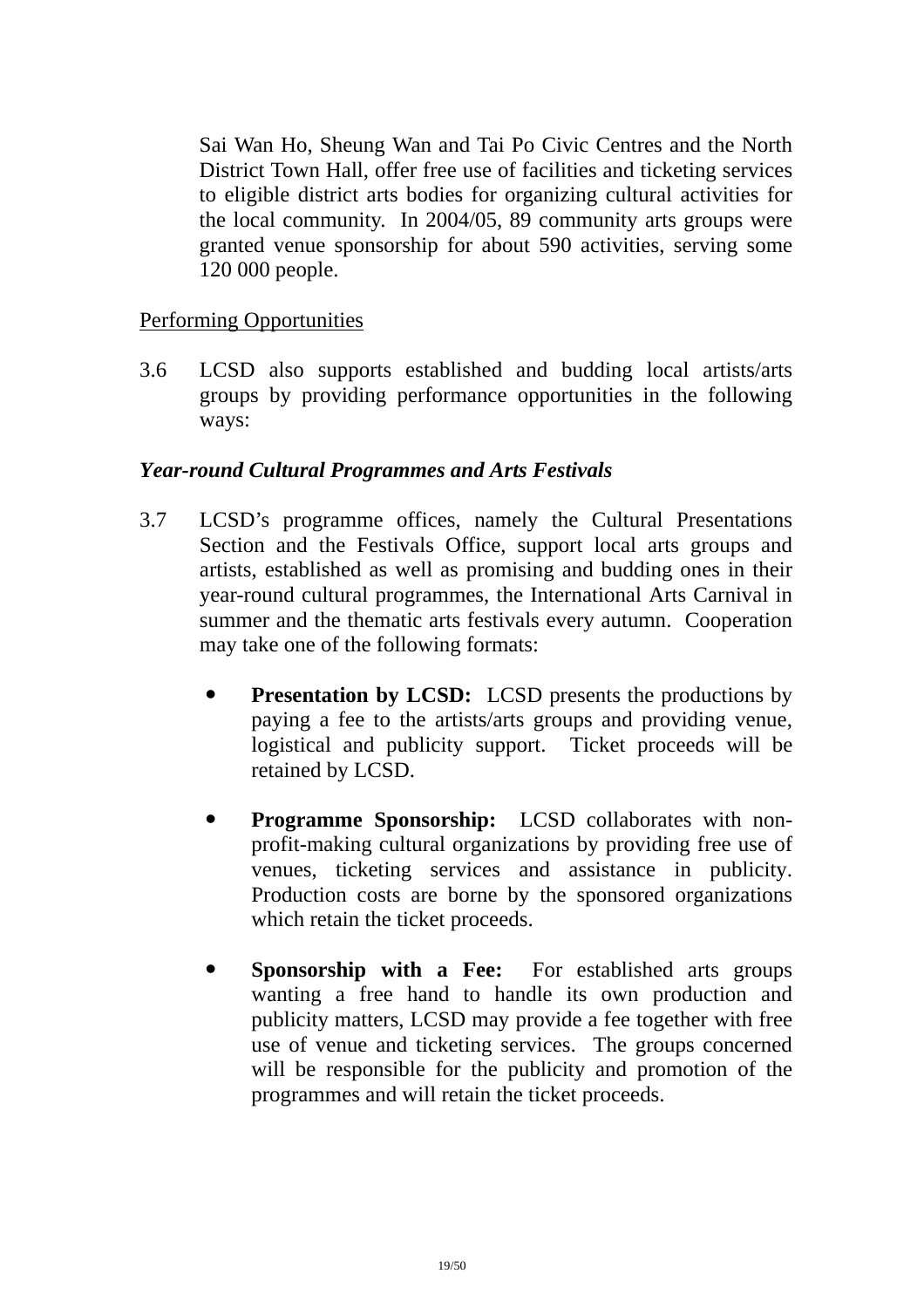Sai Wan Ho, Sheung Wan and Tai Po Civic Centres and the North District Town Hall, offer free use of facilities and ticketing services to eligible district arts bodies for organizing cultural activities for the local community. In 2004/05, 89 community arts groups were granted venue sponsorship for about 590 activities, serving some 120 000 people.

<u>Performing Opportunities</u>

3.6 LCSD also supports established and budding local artists/arts groups by providing performance opportunities in the following ways:

***Year-round Cultural Programmes and Arts Festivals***

3.7 LCSD's programme offices, namely the Cultural Presentations Section and the Festivals Office, support local arts groups and artists, established as well as promising and budding ones in their year-round cultural programmes, the International Arts Carnival in summer and the thematic arts festivals every autumn. Cooperation may take one of the following formats:

- **Presentation by LCSD:** LCSD presents the productions by paying a fee to the artists/arts groups and providing venue, logistical and publicity support. Ticket proceeds will be retained by LCSD.

- **Programme Sponsorship:** LCSD collaborates with non-profit-making cultural organizations by providing free use of venues, ticketing services and assistance in publicity. Production costs are borne by the sponsored organizations which retain the ticket proceeds.

- **Sponsorship with a Fee:** For established arts groups wanting a free hand to handle its own production and publicity matters, LCSD may provide a fee together with free use of venue and ticketing services. The groups concerned will be responsible for the publicity and promotion of the programmes and will retain the ticket proceeds.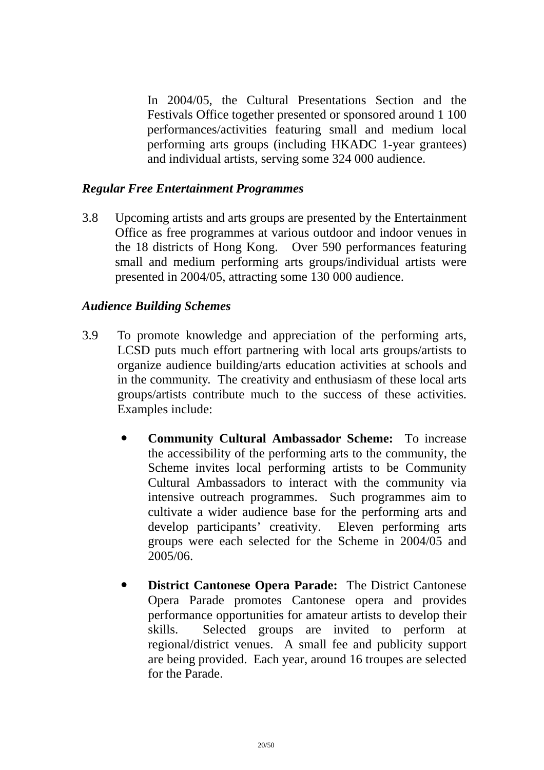In 2004/05, the Cultural Presentations Section and the Festivals Office together presented or sponsored around 1 100 performances/activities featuring small and medium local performing arts groups (including HKADC 1-year grantees) and individual artists, serving some 324 000 audience.

***Regular Free Entertainment Programmes***

3.8 Upcoming artists and arts groups are presented by the Entertainment Office as free programmes at various outdoor and indoor venues in the 18 districts of Hong Kong. Over 590 performances featuring small and medium performing arts groups/individual artists were presented in 2004/05, attracting some 130 000 audience.

***Audience Building Schemes***

3.9 To promote knowledge and appreciation of the performing arts, LCSD puts much effort partnering with local arts groups/artists to organize audience building/arts education activities at schools and in the community. The creativity and enthusiasm of these local arts groups/artists contribute much to the success of these activities. Examples include:

- **Community Cultural Ambassador Scheme:** To increase the accessibility of the performing arts to the community, the Scheme invites local performing artists to be Community Cultural Ambassadors to interact with the community via intensive outreach programmes. Such programmes aim to cultivate a wider audience base for the performing arts and develop participants' creativity. Eleven performing arts groups were each selected for the Scheme in 2004/05 and 2005/06.

- **District Cantonese Opera Parade:** The District Cantonese Opera Parade promotes Cantonese opera and provides performance opportunities for amateur artists to develop their skills. Selected groups are invited to perform at regional/district venues. A small fee and publicity support are being provided. Each year, around 16 troupes are selected for the Parade.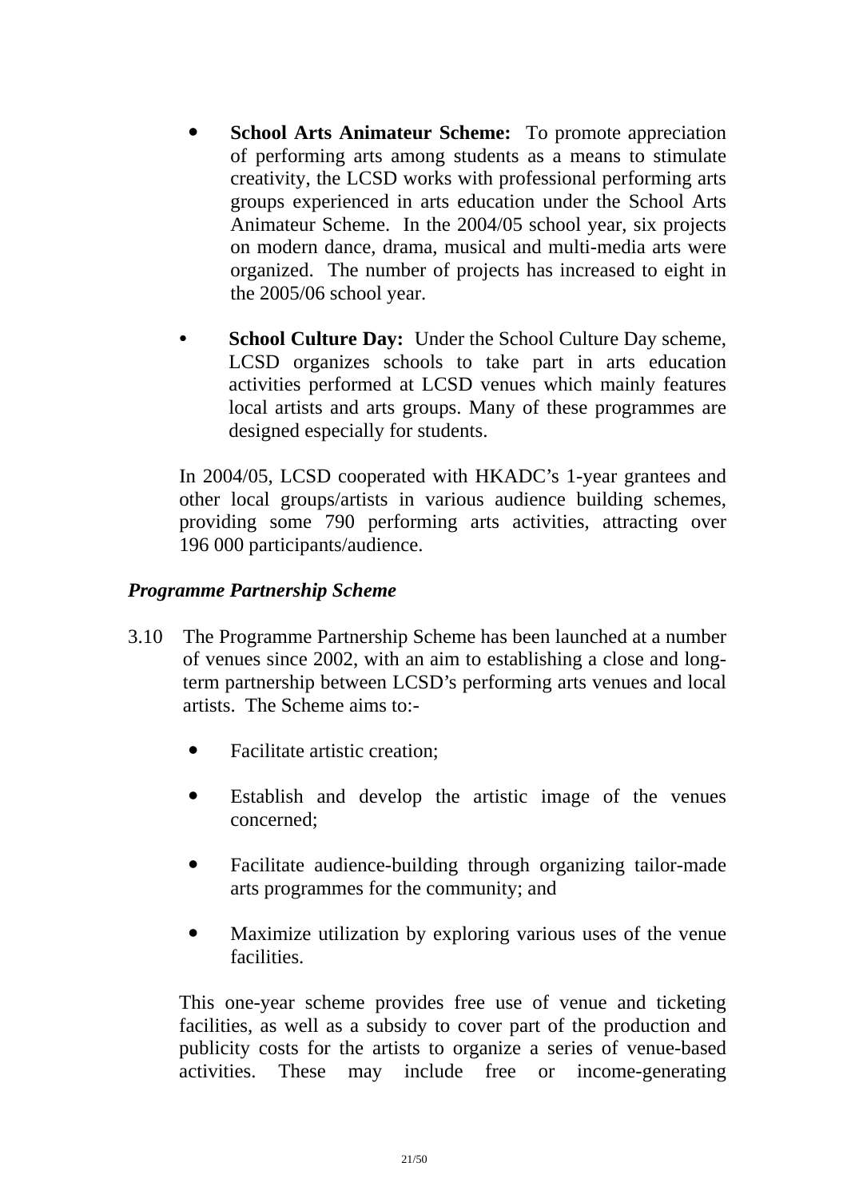- **School Arts Animateur Scheme:** To promote appreciation of performing arts among students as a means to stimulate creativity, the LCSD works with professional performing arts groups experienced in arts education under the School Arts Animateur Scheme. In the 2004/05 school year, six projects on modern dance, drama, musical and multi-media arts were organized. The number of projects has increased to eight in the 2005/06 school year.

- **School Culture Day:** Under the School Culture Day scheme, LCSD organizes schools to take part in arts education activities performed at LCSD venues which mainly features local artists and arts groups. Many of these programmes are designed especially for students.

In 2004/05, LCSD cooperated with HKADC's 1-year grantees and other local groups/artists in various audience building schemes, providing some 790 performing arts activities, attracting over 196 000 participants/audience.

***Programme Partnership Scheme***

3.10 The Programme Partnership Scheme has been launched at a number of venues since 2002, with an aim to establishing a close and long-term partnership between LCSD's performing arts venues and local artists. The Scheme aims to:-

- Facilitate artistic creation;

- Establish and develop the artistic image of the venues concerned;

- Facilitate audience-building through organizing tailor-made arts programmes for the community; and

- Maximize utilization by exploring various uses of the venue facilities.

This one-year scheme provides free use of venue and ticketing facilities, as well as a subsidy to cover part of the production and publicity costs for the artists to organize a series of venue-based activities. These may include free or income-generating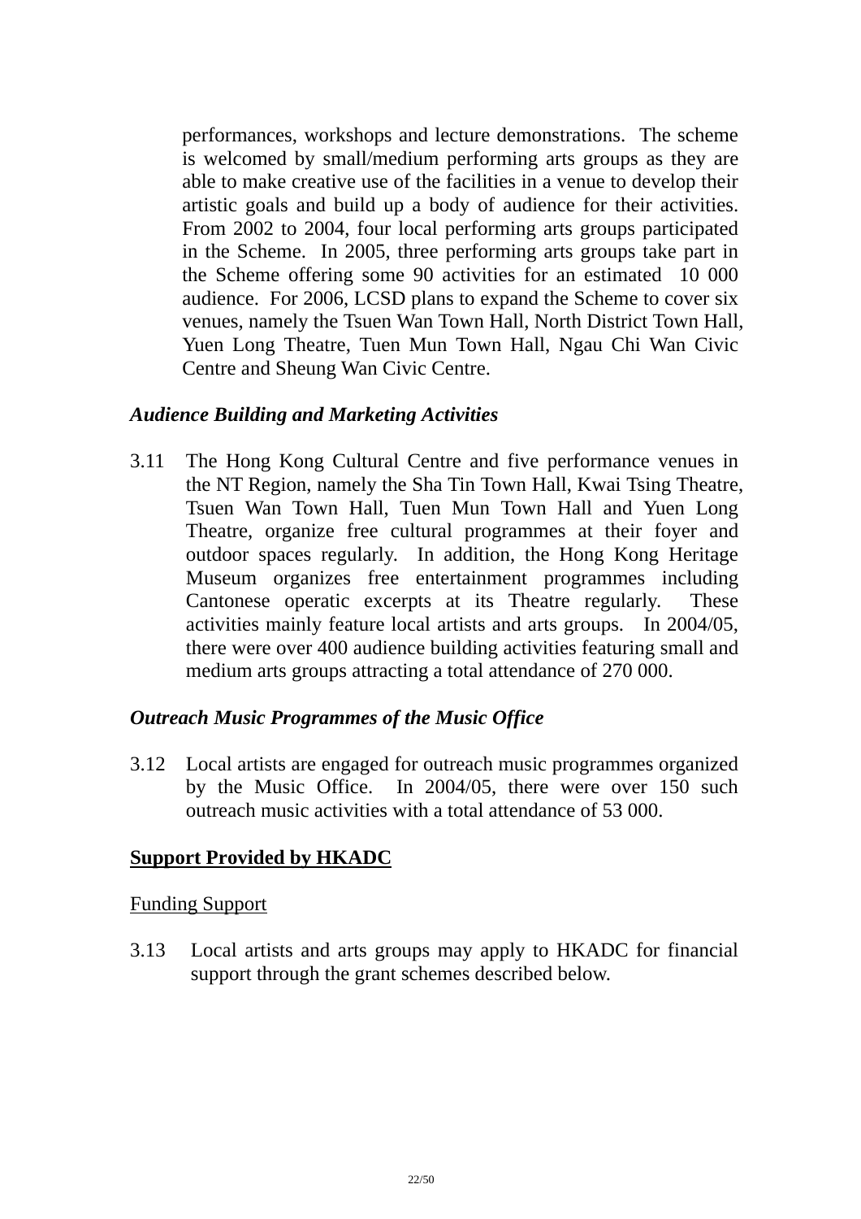performances, workshops and lecture demonstrations. The scheme is welcomed by small/medium performing arts groups as they are able to make creative use of the facilities in a venue to develop their artistic goals and build up a body of audience for their activities. From 2002 to 2004, four local performing arts groups participated in the Scheme. In 2005, three performing arts groups take part in the Scheme offering some 90 activities for an estimated 10 000 audience. For 2006, LCSD plans to expand the Scheme to cover six venues, namely the Tsuen Wan Town Hall, North District Town Hall, Yuen Long Theatre, Tuen Mun Town Hall, Ngau Chi Wan Civic Centre and Sheung Wan Civic Centre.

***Audience Building and Marketing Activities***

3.11 The Hong Kong Cultural Centre and five performance venues in the NT Region, namely the Sha Tin Town Hall, Kwai Tsing Theatre, Tsuen Wan Town Hall, Tuen Mun Town Hall and Yuen Long Theatre, organize free cultural programmes at their foyer and outdoor spaces regularly. In addition, the Hong Kong Heritage Museum organizes free entertainment programmes including Cantonese operatic excerpts at its Theatre regularly. These activities mainly feature local artists and arts groups. In 2004/05, there were over 400 audience building activities featuring small and medium arts groups attracting a total attendance of 270 000.

***Outreach Music Programmes of the Music Office***

3.12 Local artists are engaged for outreach music programmes organized by the Music Office. In 2004/05, there were over 150 such outreach music activities with a total attendance of 53 000.

**Support Provided by HKADC**

Funding Support

3.13 Local artists and arts groups may apply to HKADC for financial support through the grant schemes described below.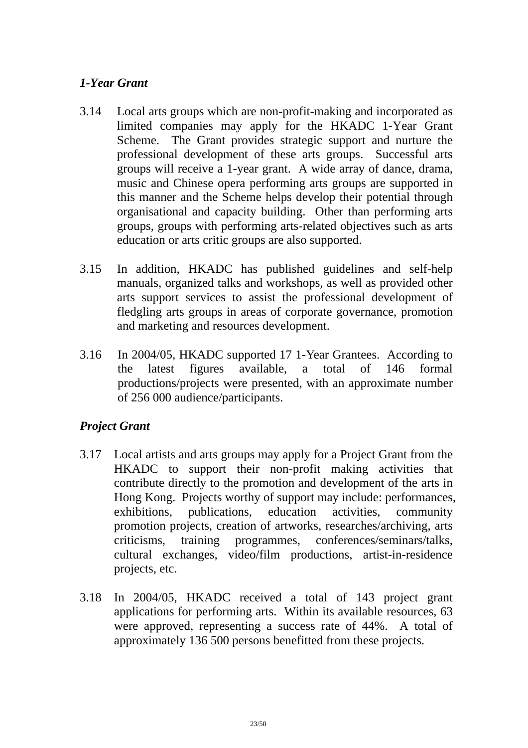### *1-Year Grant*

3.14 Local arts groups which are non-profit-making and incorporated as limited companies may apply for the HKADC 1-Year Grant Scheme. The Grant provides strategic support and nurture the professional development of these arts groups. Successful arts groups will receive a 1-year grant. A wide array of dance, drama, music and Chinese opera performing arts groups are supported in this manner and the Scheme helps develop their potential through organisational and capacity building. Other than performing arts groups, groups with performing arts-related objectives such as arts education or arts critic groups are also supported.

3.15 In addition, HKADC has published guidelines and self-help manuals, organized talks and workshops, as well as provided other arts support services to assist the professional development of fledgling arts groups in areas of corporate governance, promotion and marketing and resources development.

3.16 In 2004/05, HKADC supported 17 1-Year Grantees. According to the latest figures available, a total of 146 formal productions/projects were presented, with an approximate number of 256 000 audience/participants.

### *Project Grant*

3.17 Local artists and arts groups may apply for a Project Grant from the HKADC to support their non-profit making activities that contribute directly to the promotion and development of the arts in Hong Kong. Projects worthy of support may include: performances, exhibitions, publications, education activities, community promotion projects, creation of artworks, researches/archiving, arts criticisms, training programmes, conferences/seminars/talks, cultural exchanges, video/film productions, artist-in-residence projects, etc.

3.18 In 2004/05, HKADC received a total of 143 project grant applications for performing arts. Within its available resources, 63 were approved, representing a success rate of 44%. A total of approximately 136 500 persons benefitted from these projects.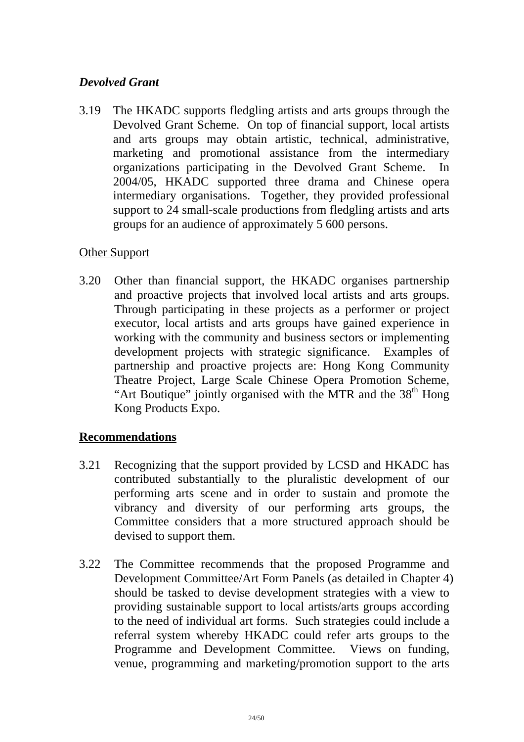*Devolved Grant*

3.19 The HKADC supports fledgling artists and arts groups through the Devolved Grant Scheme. On top of financial support, local artists and arts groups may obtain artistic, technical, administrative, marketing and promotional assistance from the intermediary organizations participating in the Devolved Grant Scheme. In 2004/05, HKADC supported three drama and Chinese opera intermediary organisations. Together, they provided professional support to 24 small-scale productions from fledgling artists and arts groups for an audience of approximately 5 600 persons.

<u>Other Support</u>

3.20 Other than financial support, the HKADC organises partnership and proactive projects that involved local artists and arts groups. Through participating in these projects as a performer or project executor, local artists and arts groups have gained experience in working with the community and business sectors or implementing development projects with strategic significance. Examples of partnership and proactive projects are: Hong Kong Community Theatre Project, Large Scale Chinese Opera Promotion Scheme, “Art Boutique” jointly organised with the MTR and the 38th Hong Kong Products Expo.

**<u>Recommendations</u>**

3.21 Recognizing that the support provided by LCSD and HKADC has contributed substantially to the pluralistic development of our performing arts scene and in order to sustain and promote the vibrancy and diversity of our performing arts groups, the Committee considers that a more structured approach should be devised to support them.

3.22 The Committee recommends that the proposed Programme and Development Committee/Art Form Panels (as detailed in Chapter 4) should be tasked to devise development strategies with a view to providing sustainable support to local artists/arts groups according to the need of individual art forms. Such strategies could include a referral system whereby HKADC could refer arts groups to the Programme and Development Committee. Views on funding, venue, programming and marketing/promotion support to the arts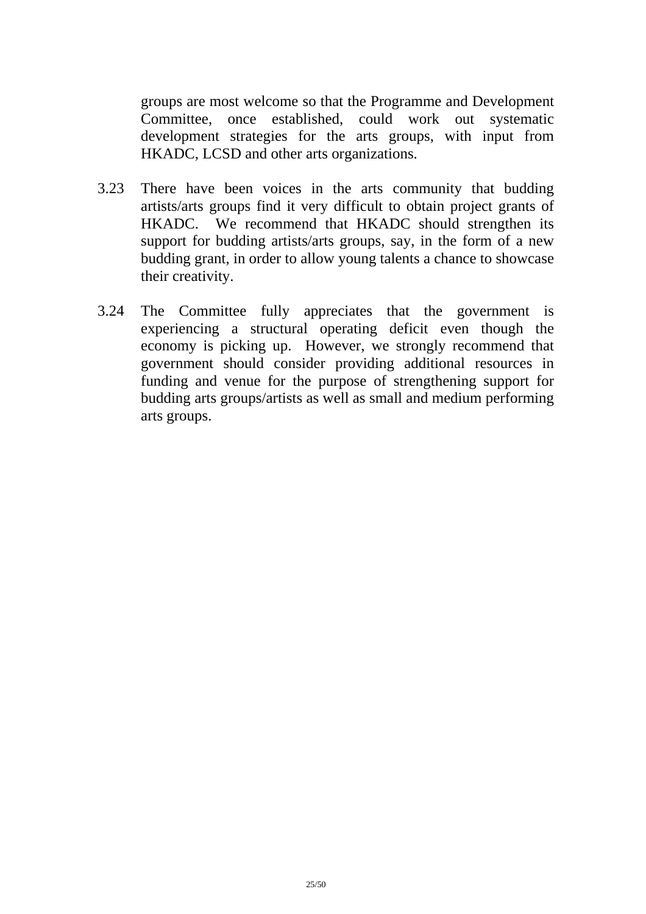groups are most welcome so that the Programme and Development Committee, once established, could work out systematic development strategies for the arts groups, with input from HKADC, LCSD and other arts organizations.

3.23 There have been voices in the arts community that budding artists/arts groups find it very difficult to obtain project grants of HKADC. We recommend that HKADC should strengthen its support for budding artists/arts groups, say, in the form of a new budding grant, in order to allow young talents a chance to showcase their creativity.

3.24 The Committee fully appreciates that the government is experiencing a structural operating deficit even though the economy is picking up. However, we strongly recommend that government should consider providing additional resources in funding and venue for the purpose of strengthening support for budding arts groups/artists as well as small and medium performing arts groups.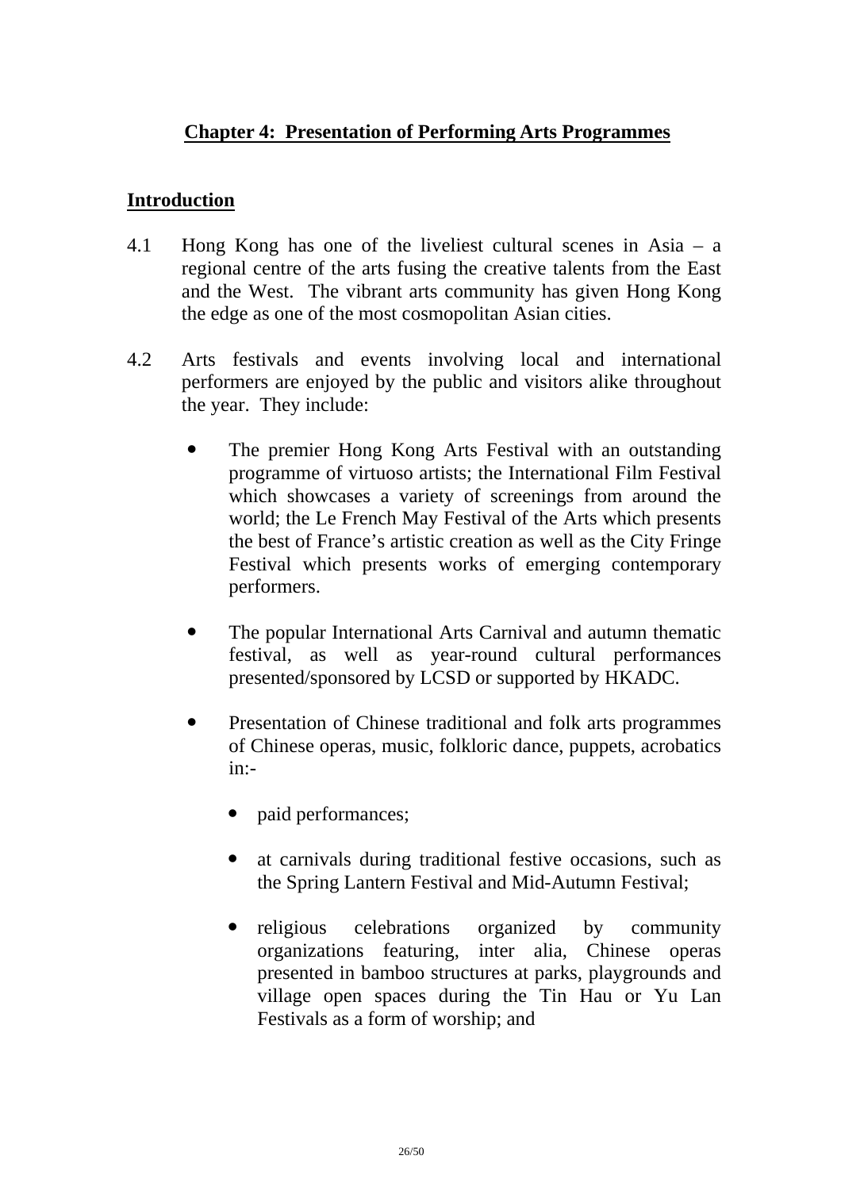## Chapter 4: Presentation of Performing Arts Programmes

### Introduction

4.1 Hong Kong has one of the liveliest cultural scenes in Asia – a regional centre of the arts fusing the creative talents from the East and the West. The vibrant arts community has given Hong Kong the edge as one of the most cosmopolitan Asian cities.

4.2 Arts festivals and events involving local and international performers are enjoyed by the public and visitors alike throughout the year. They include:

- The premier Hong Kong Arts Festival with an outstanding programme of virtuoso artists; the International Film Festival which showcases a variety of screenings from around the world; the Le French May Festival of the Arts which presents the best of France's artistic creation as well as the City Fringe Festival which presents works of emerging contemporary performers.

- The popular International Arts Carnival and autumn thematic festival, as well as year-round cultural performances presented/sponsored by LCSD or supported by HKADC.

- Presentation of Chinese traditional and folk arts programmes of Chinese operas, music, folkloric dance, puppets, acrobatics in:-

  - paid performances;

  - at carnivals during traditional festive occasions, such as the Spring Lantern Festival and Mid-Autumn Festival;

  - religious celebrations organized by community organizations featuring, inter alia, Chinese operas presented in bamboo structures at parks, playgrounds and village open spaces during the Tin Hau or Yu Lan Festivals as a form of worship; and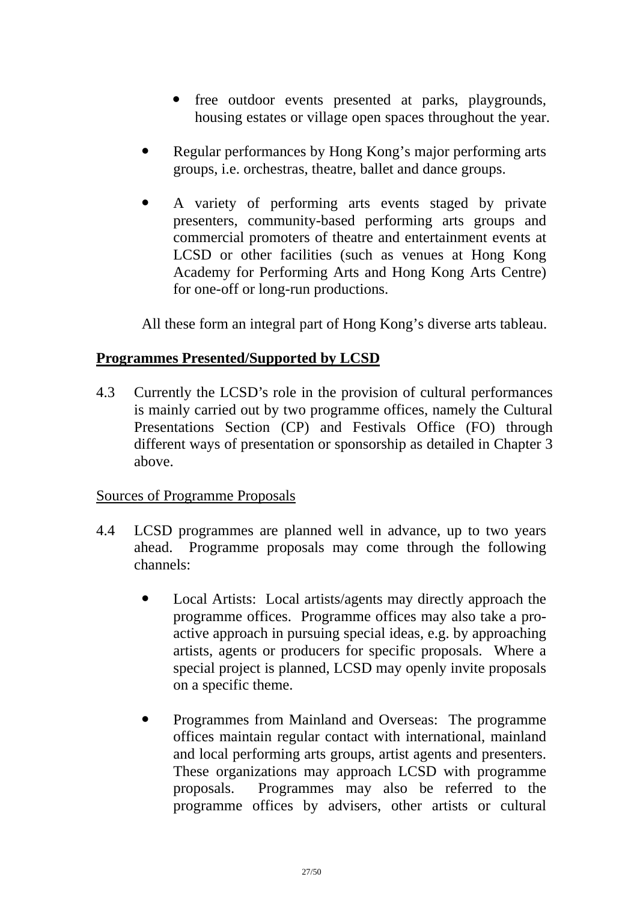- free outdoor events presented at parks, playgrounds, housing estates or village open spaces throughout the year.

- Regular performances by Hong Kong's major performing arts groups, i.e. orchestras, theatre, ballet and dance groups.

- A variety of performing arts events staged by private presenters, community-based performing arts groups and commercial promoters of theatre and entertainment events at LCSD or other facilities (such as venues at Hong Kong Academy for Performing Arts and Hong Kong Arts Centre) for one-off or long-run productions.

All these form an integral part of Hong Kong's diverse arts tableau.

## Programmes Presented/Supported by LCSD

4.3 Currently the LCSD's role in the provision of cultural performances is mainly carried out by two programme offices, namely the Cultural Presentations Section (CP) and Festivals Office (FO) through different ways of presentation or sponsorship as detailed in Chapter 3 above.

### Sources of Programme Proposals

4.4 LCSD programmes are planned well in advance, up to two years ahead. Programme proposals may come through the following channels:

- Local Artists: Local artists/agents may directly approach the programme offices. Programme offices may also take a pro-active approach in pursuing special ideas, e.g. by approaching artists, agents or producers for specific proposals. Where a special project is planned, LCSD may openly invite proposals on a specific theme.

- Programmes from Mainland and Overseas: The programme offices maintain regular contact with international, mainland and local performing arts groups, artist agents and presenters. These organizations may approach LCSD with programme proposals. Programmes may also be referred to the programme offices by advisers, other artists or cultural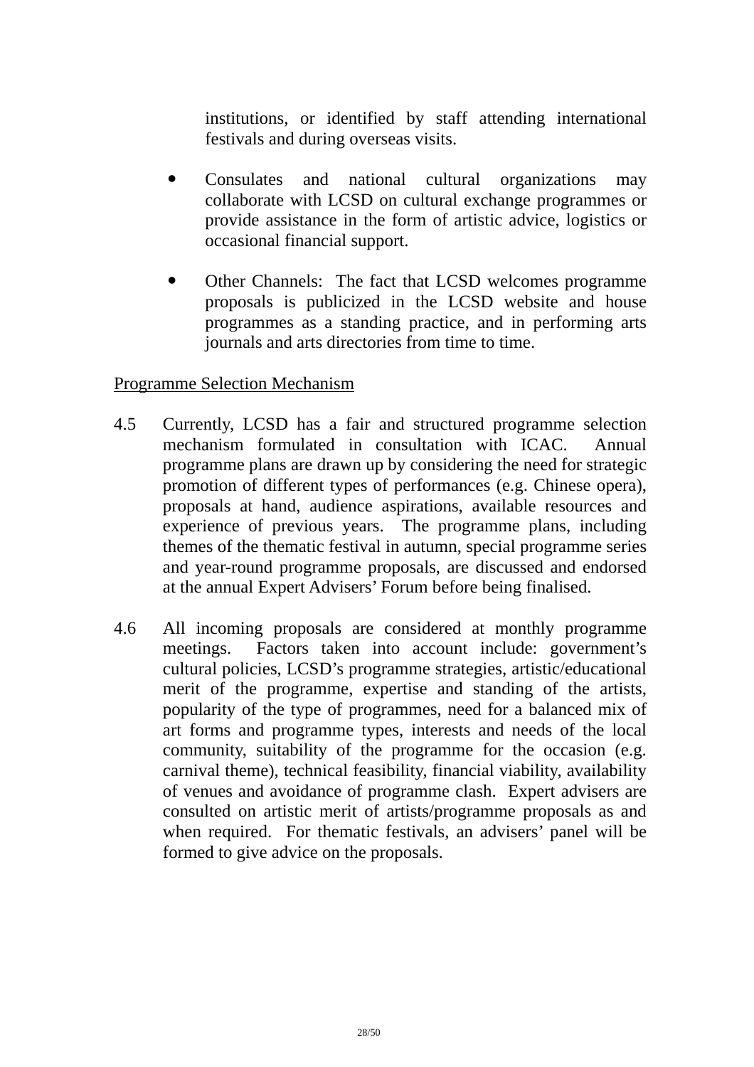institutions, or identified by staff attending international festivals and during overseas visits.

- Consulates and national cultural organizations may collaborate with LCSD on cultural exchange programmes or provide assistance in the form of artistic advice, logistics or occasional financial support.

- Other Channels: The fact that LCSD welcomes programme proposals is publicized in the LCSD website and house programmes as a standing practice, and in performing arts journals and arts directories from time to time.

Programme Selection Mechanism

4.5 Currently, LCSD has a fair and structured programme selection mechanism formulated in consultation with ICAC. Annual programme plans are drawn up by considering the need for strategic promotion of different types of performances (e.g. Chinese opera), proposals at hand, audience aspirations, available resources and experience of previous years. The programme plans, including themes of the thematic festival in autumn, special programme series and year-round programme proposals, are discussed and endorsed at the annual Expert Advisers' Forum before being finalised.

4.6 All incoming proposals are considered at monthly programme meetings. Factors taken into account include: government's cultural policies, LCSD's programme strategies, artistic/educational merit of the programme, expertise and standing of the artists, popularity of the type of programmes, need for a balanced mix of art forms and programme types, interests and needs of the local community, suitability of the programme for the occasion (e.g. carnival theme), technical feasibility, financial viability, availability of venues and avoidance of programme clash. Expert advisers are consulted on artistic merit of artists/programme proposals as and when required. For thematic festivals, an advisers' panel will be formed to give advice on the proposals.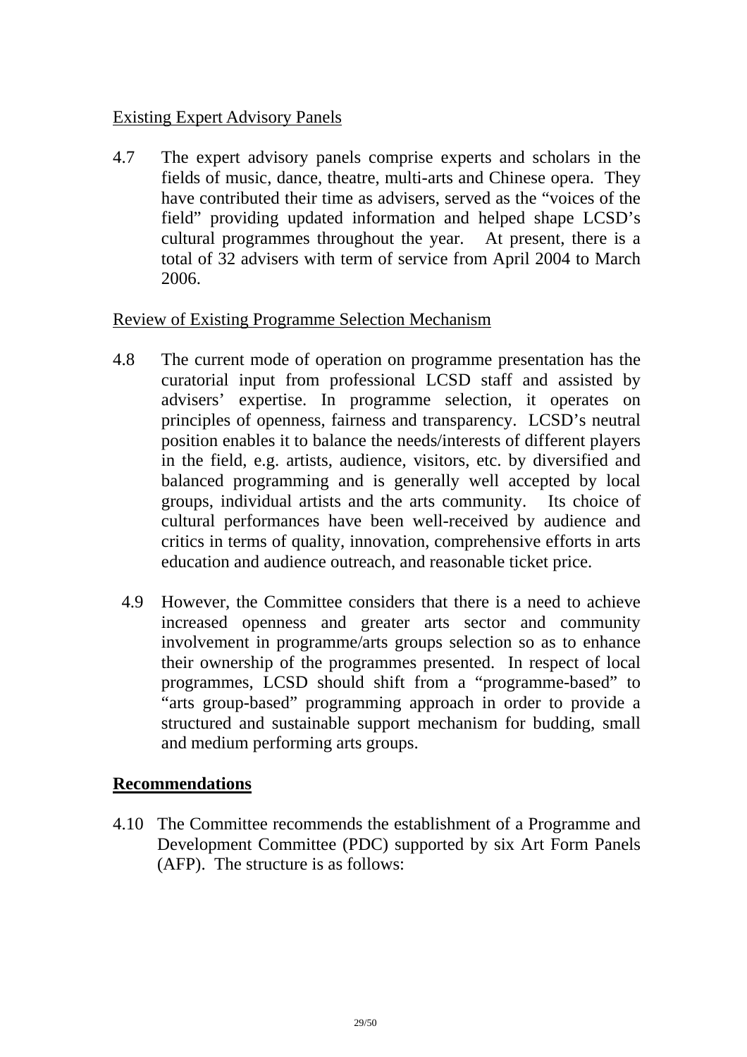Existing Expert Advisory Panels

4.7 The expert advisory panels comprise experts and scholars in the fields of music, dance, theatre, multi-arts and Chinese opera. They have contributed their time as advisers, served as the "voices of the field" providing updated information and helped shape LCSD's cultural programmes throughout the year. At present, there is a total of 32 advisers with term of service from April 2004 to March 2006.

Review of Existing Programme Selection Mechanism

4.8 The current mode of operation on programme presentation has the curatorial input from professional LCSD staff and assisted by advisers' expertise. In programme selection, it operates on principles of openness, fairness and transparency. LCSD's neutral position enables it to balance the needs/interests of different players in the field, e.g. artists, audience, visitors, etc. by diversified and balanced programming and is generally well accepted by local groups, individual artists and the arts community. Its choice of cultural performances have been well-received by audience and critics in terms of quality, innovation, comprehensive efforts in arts education and audience outreach, and reasonable ticket price.

4.9 However, the Committee considers that there is a need to achieve increased openness and greater arts sector and community involvement in programme/arts groups selection so as to enhance their ownership of the programmes presented. In respect of local programmes, LCSD should shift from a "programme-based" to "arts group-based" programming approach in order to provide a structured and sustainable support mechanism for budding, small and medium performing arts groups.

## Recommendations

4.10 The Committee recommends the establishment of a Programme and Development Committee (PDC) supported by six Art Form Panels (AFP). The structure is as follows: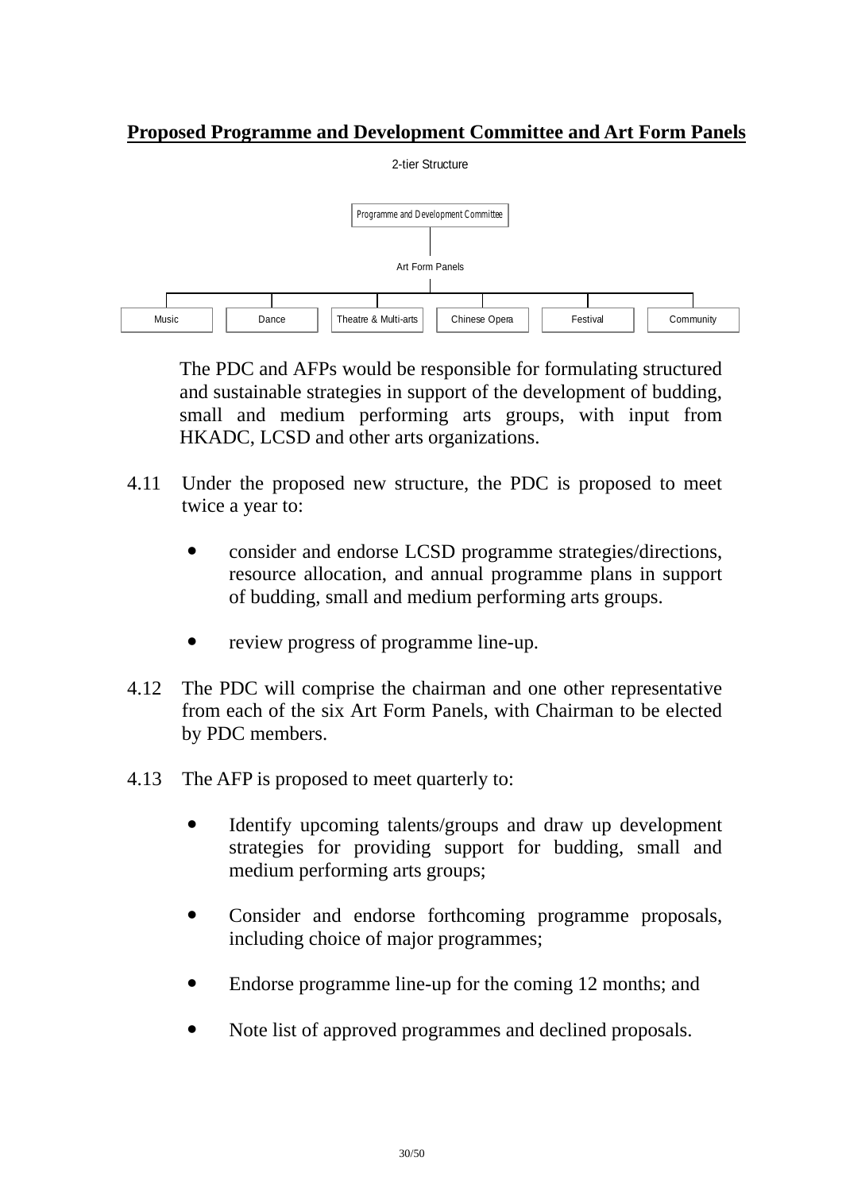**Proposed Programme and Development Committee and Art Form Panels**

2-tier Structure

Programme and Development Committee

Art Form Panels

Music | Dance | Theatre & Multi-arts | Chinese Opera | Festival | Community

The PDC and AFPs would be responsible for formulating structured and sustainable strategies in support of the development of budding, small and medium performing arts groups, with input from HKADC, LCSD and other arts organizations.

4.11 Under the proposed new structure, the PDC is proposed to meet twice a year to:

- consider and endorse LCSD programme strategies/directions, resource allocation, and annual programme plans in support of budding, small and medium performing arts groups.
- review progress of programme line-up.

4.12 The PDC will comprise the chairman and one other representative from each of the six Art Form Panels, with Chairman to be elected by PDC members.

4.13 The AFP is proposed to meet quarterly to:

- Identify upcoming talents/groups and draw up development strategies for providing support for budding, small and medium performing arts groups;
- Consider and endorse forthcoming programme proposals, including choice of major programmes;
- Endorse programme line-up for the coming 12 months; and
- Note list of approved programmes and declined proposals.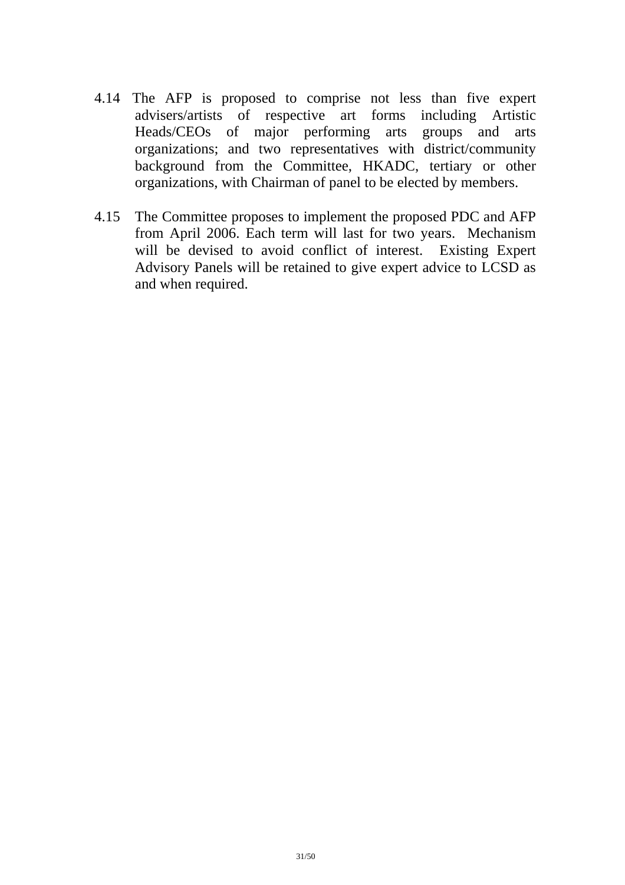4.14 The AFP is proposed to comprise not less than five expert advisers/artists of respective art forms including Artistic Heads/CEOs of major performing arts groups and arts organizations; and two representatives with district/community background from the Committee, HKADC, tertiary or other organizations, with Chairman of panel to be elected by members.

4.15 The Committee proposes to implement the proposed PDC and AFP from April 2006. Each term will last for two years. Mechanism will be devised to avoid conflict of interest. Existing Expert Advisory Panels will be retained to give expert advice to LCSD as and when required.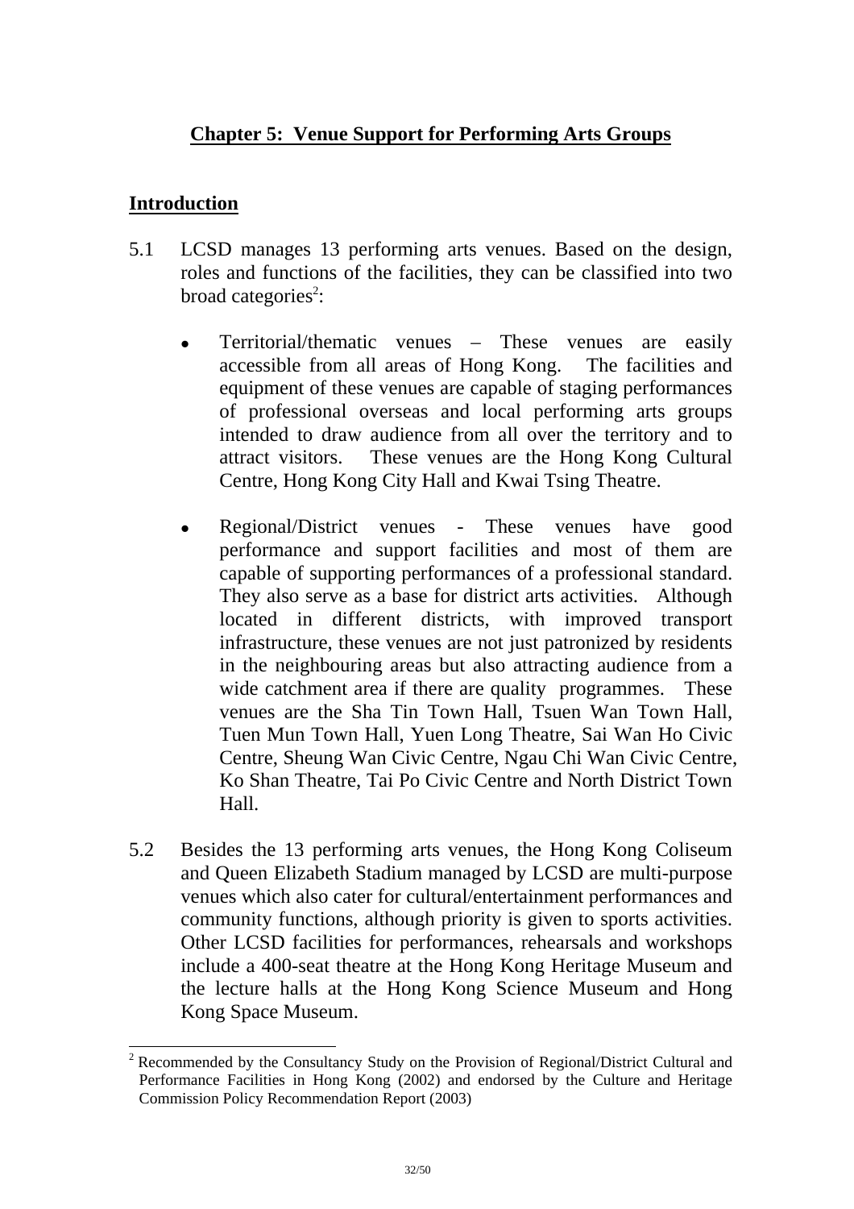## Chapter 5: Venue Support for Performing Arts Groups

### Introduction

5.1 LCSD manages 13 performing arts venues. Based on the design, roles and functions of the facilities, they can be classified into two broad categories[2]:

- Territorial/thematic venues – These venues are easily accessible from all areas of Hong Kong. The facilities and equipment of these venues are capable of staging performances of professional overseas and local performing arts groups intended to draw audience from all over the territory and to attract visitors. These venues are the Hong Kong Cultural Centre, Hong Kong City Hall and Kwai Tsing Theatre.

- Regional/District venues - These venues have good performance and support facilities and most of them are capable of supporting performances of a professional standard. They also serve as a base for district arts activities. Although located in different districts, with improved transport infrastructure, these venues are not just patronized by residents in the neighbouring areas but also attracting audience from a wide catchment area if there are quality programmes. These venues are the Sha Tin Town Hall, Tsuen Wan Town Hall, Tuen Mun Town Hall, Yuen Long Theatre, Sai Wan Ho Civic Centre, Sheung Wan Civic Centre, Ngau Chi Wan Civic Centre, Ko Shan Theatre, Tai Po Civic Centre and North District Town Hall.

5.2 Besides the 13 performing arts venues, the Hong Kong Coliseum and Queen Elizabeth Stadium managed by LCSD are multi-purpose venues which also cater for cultural/entertainment performances and community functions, although priority is given to sports activities. Other LCSD facilities for performances, rehearsals and workshops include a 400-seat theatre at the Hong Kong Heritage Museum and the lecture halls at the Hong Kong Science Museum and Hong Kong Space Museum.

---

[2] Recommended by the Consultancy Study on the Provision of Regional/District Cultural and Performance Facilities in Hong Kong (2002) and endorsed by the Culture and Heritage Commission Policy Recommendation Report (2003)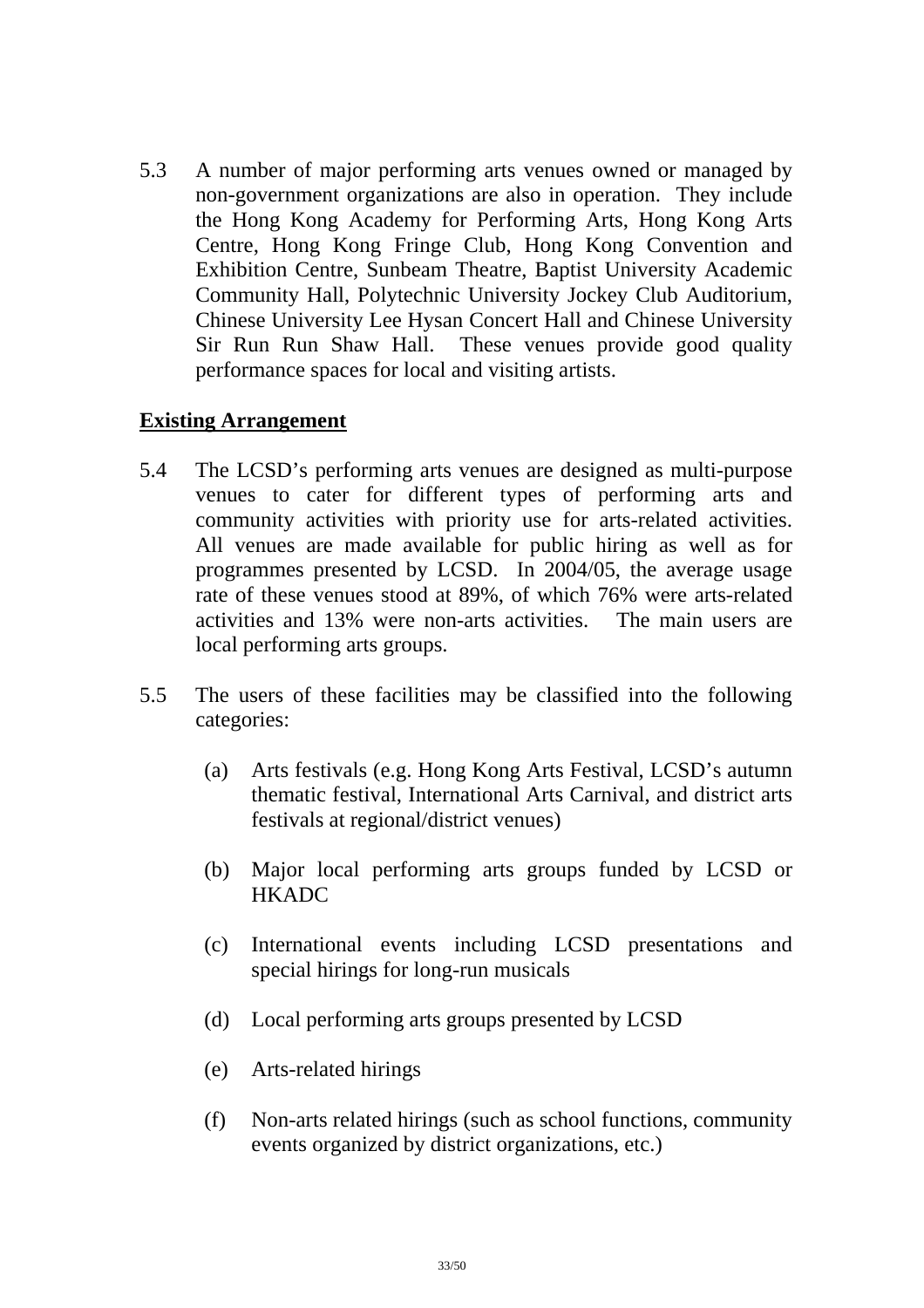5.3 A number of major performing arts venues owned or managed by non-government organizations are also in operation. They include the Hong Kong Academy for Performing Arts, Hong Kong Arts Centre, Hong Kong Fringe Club, Hong Kong Convention and Exhibition Centre, Sunbeam Theatre, Baptist University Academic Community Hall, Polytechnic University Jockey Club Auditorium, Chinese University Lee Hysan Concert Hall and Chinese University Sir Run Run Shaw Hall. These venues provide good quality performance spaces for local and visiting artists.

**Existing Arrangement**

5.4 The LCSD's performing arts venues are designed as multi-purpose venues to cater for different types of performing arts and community activities with priority use for arts-related activities. All venues are made available for public hiring as well as for programmes presented by LCSD. In 2004/05, the average usage rate of these venues stood at 89%, of which 76% were arts-related activities and 13% were non-arts activities. The main users are local performing arts groups.

5.5 The users of these facilities may be classified into the following categories:

(a) Arts festivals (e.g. Hong Kong Arts Festival, LCSD's autumn thematic festival, International Arts Carnival, and district arts festivals at regional/district venues)

(b) Major local performing arts groups funded by LCSD or HKADC

(c) International events including LCSD presentations and special hirings for long-run musicals

(d) Local performing arts groups presented by LCSD

(e) Arts-related hirings

(f) Non-arts related hirings (such as school functions, community events organized by district organizations, etc.)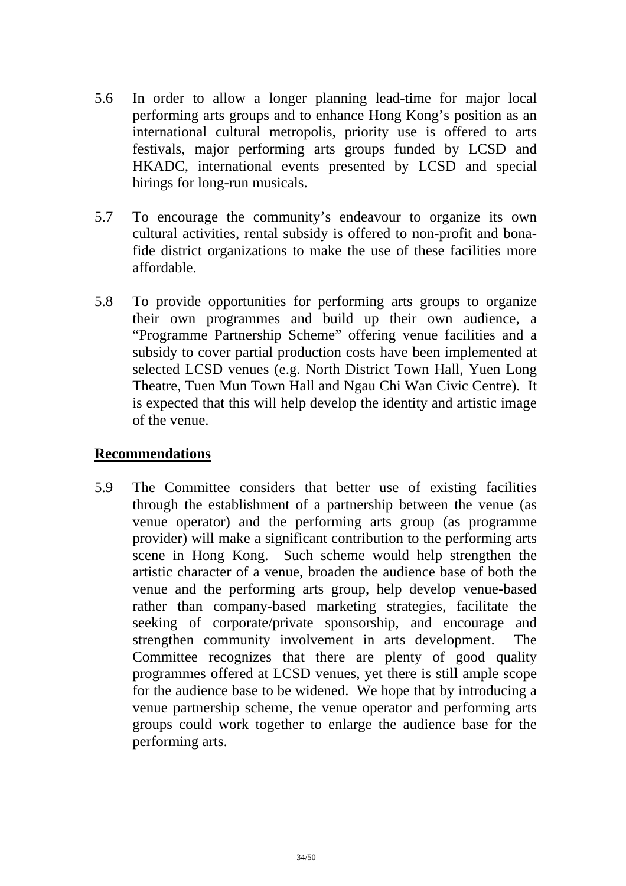5.6 In order to allow a longer planning lead-time for major local performing arts groups and to enhance Hong Kong's position as an international cultural metropolis, priority use is offered to arts festivals, major performing arts groups funded by LCSD and HKADC, international events presented by LCSD and special hirings for long-run musicals.

5.7 To encourage the community's endeavour to organize its own cultural activities, rental subsidy is offered to non-profit and bona-fide district organizations to make the use of these facilities more affordable.

5.8 To provide opportunities for performing arts groups to organize their own programmes and build up their own audience, a "Programme Partnership Scheme" offering venue facilities and a subsidy to cover partial production costs have been implemented at selected LCSD venues (e.g. North District Town Hall, Yuen Long Theatre, Tuen Mun Town Hall and Ngau Chi Wan Civic Centre). It is expected that this will help develop the identity and artistic image of the venue.

**<u>Recommendations</u>**

5.9 The Committee considers that better use of existing facilities through the establishment of a partnership between the venue (as venue operator) and the performing arts group (as programme provider) will make a significant contribution to the performing arts scene in Hong Kong. Such scheme would help strengthen the artistic character of a venue, broaden the audience base of both the venue and the performing arts group, help develop venue-based rather than company-based marketing strategies, facilitate the seeking of corporate/private sponsorship, and encourage and strengthen community involvement in arts development. The Committee recognizes that there are plenty of good quality programmes offered at LCSD venues, yet there is still ample scope for the audience base to be widened. We hope that by introducing a venue partnership scheme, the venue operator and performing arts groups could work together to enlarge the audience base for the performing arts.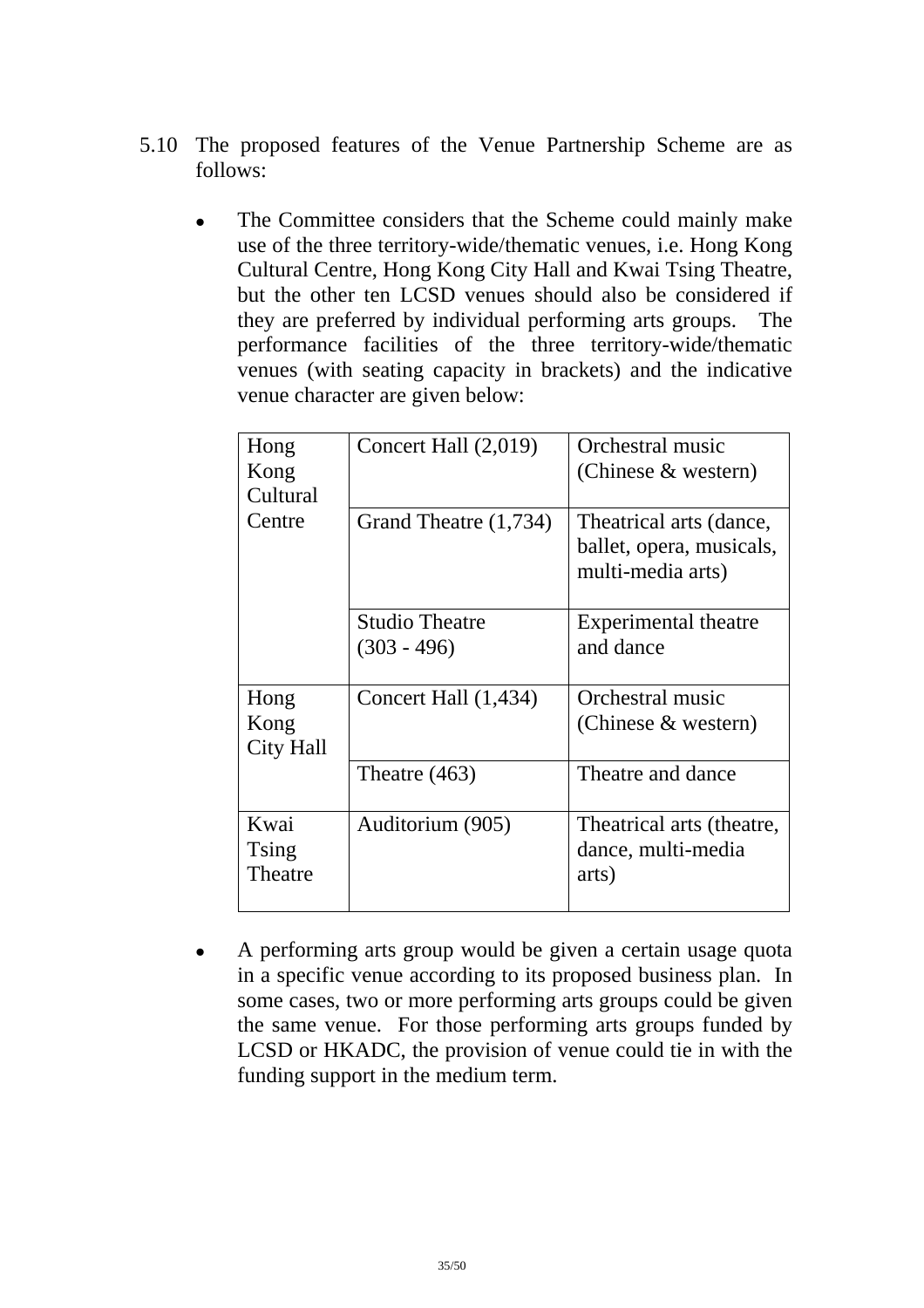5.10 The proposed features of the Venue Partnership Scheme are as follows:

- The Committee considers that the Scheme could mainly make use of the three territory-wide/thematic venues, i.e. Hong Kong Cultural Centre, Hong Kong City Hall and Kwai Tsing Theatre, but the other ten LCSD venues should also be considered if they are preferred by individual performing arts groups. The performance facilities of the three territory-wide/thematic venues (with seating capacity in brackets) and the indicative venue character are given below:

| | | |
|---|---|---|
| Hong Kong Cultural Centre | Concert Hall (2,019) | Orchestral music (Chinese & western) |
| | Grand Theatre (1,734) | Theatrical arts (dance, ballet, opera, musicals, multi-media arts) |
| | Studio Theatre (303 - 496) | Experimental theatre and dance |
| Hong Kong City Hall | Concert Hall (1,434) | Orchestral music (Chinese & western) |
| | Theatre (463) | Theatre and dance |
| Kwai Tsing Theatre | Auditorium (905) | Theatrical arts (theatre, dance, multi-media arts) |

- A performing arts group would be given a certain usage quota in a specific venue according to its proposed business plan. In some cases, two or more performing arts groups could be given the same venue. For those performing arts groups funded by LCSD or HKADC, the provision of venue could tie in with the funding support in the medium term.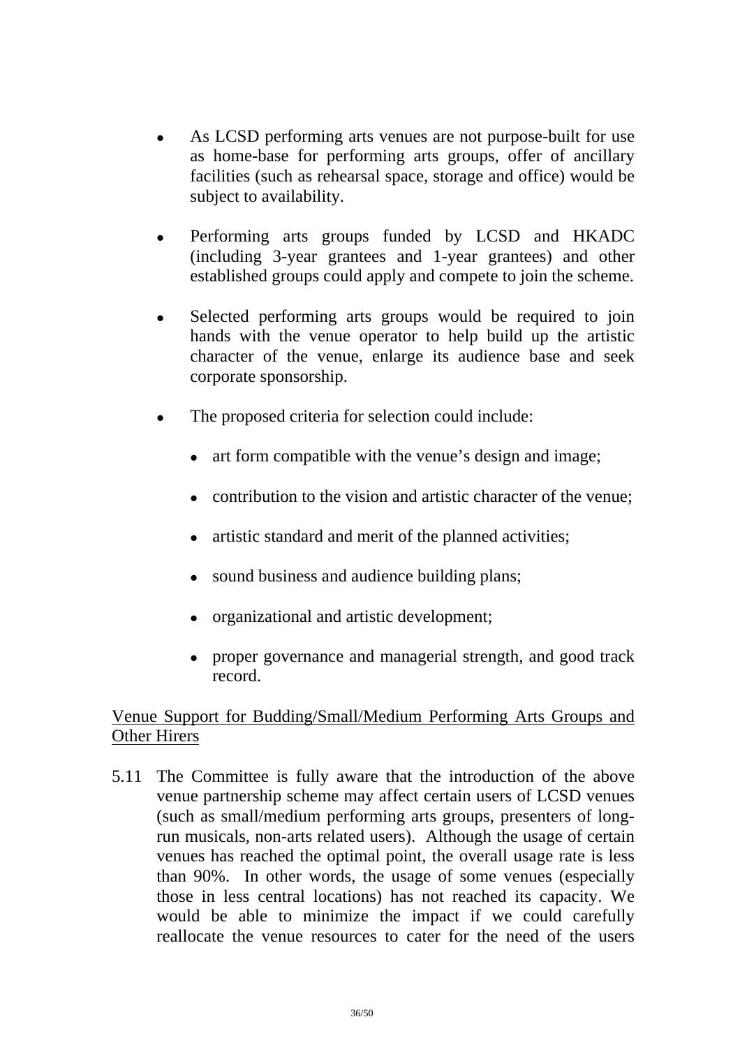- As LCSD performing arts venues are not purpose-built for use as home-base for performing arts groups, offer of ancillary facilities (such as rehearsal space, storage and office) would be subject to availability.

- Performing arts groups funded by LCSD and HKADC (including 3-year grantees and 1-year grantees) and other established groups could apply and compete to join the scheme.

- Selected performing arts groups would be required to join hands with the venue operator to help build up the artistic character of the venue, enlarge its audience base and seek corporate sponsorship.

- The proposed criteria for selection could include:

  - art form compatible with the venue's design and image;

  - contribution to the vision and artistic character of the venue;

  - artistic standard and merit of the planned activities;

  - sound business and audience building plans;

  - organizational and artistic development;

  - proper governance and managerial strength, and good track record.

<u>Venue Support for Budding/Small/Medium Performing Arts Groups and Other Hirers</u>

5.11 The Committee is fully aware that the introduction of the above venue partnership scheme may affect certain users of LCSD venues (such as small/medium performing arts groups, presenters of long-run musicals, non-arts related users). Although the usage of certain venues has reached the optimal point, the overall usage rate is less than 90%. In other words, the usage of some venues (especially those in less central locations) has not reached its capacity. We would be able to minimize the impact if we could carefully reallocate the venue resources to cater for the need of the users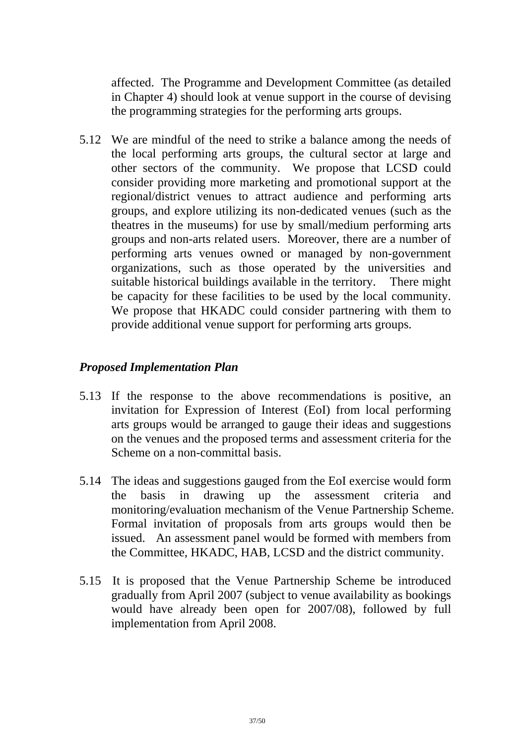affected. The Programme and Development Committee (as detailed in Chapter 4) should look at venue support in the course of devising the programming strategies for the performing arts groups.

5.12 We are mindful of the need to strike a balance among the needs of the local performing arts groups, the cultural sector at large and other sectors of the community. We propose that LCSD could consider providing more marketing and promotional support at the regional/district venues to attract audience and performing arts groups, and explore utilizing its non-dedicated venues (such as the theatres in the museums) for use by small/medium performing arts groups and non-arts related users. Moreover, there are a number of performing arts venues owned or managed by non-government organizations, such as those operated by the universities and suitable historical buildings available in the territory. There might be capacity for these facilities to be used by the local community. We propose that HKADC could consider partnering with them to provide additional venue support for performing arts groups.

### *Proposed Implementation Plan*

5.13 If the response to the above recommendations is positive, an invitation for Expression of Interest (EoI) from local performing arts groups would be arranged to gauge their ideas and suggestions on the venues and the proposed terms and assessment criteria for the Scheme on a non-committal basis.

5.14 The ideas and suggestions gauged from the EoI exercise would form the basis in drawing up the assessment criteria and monitoring/evaluation mechanism of the Venue Partnership Scheme. Formal invitation of proposals from arts groups would then be issued. An assessment panel would be formed with members from the Committee, HKADC, HAB, LCSD and the district community.

5.15 It is proposed that the Venue Partnership Scheme be introduced gradually from April 2007 (subject to venue availability as bookings would have already been open for 2007/08), followed by full implementation from April 2008.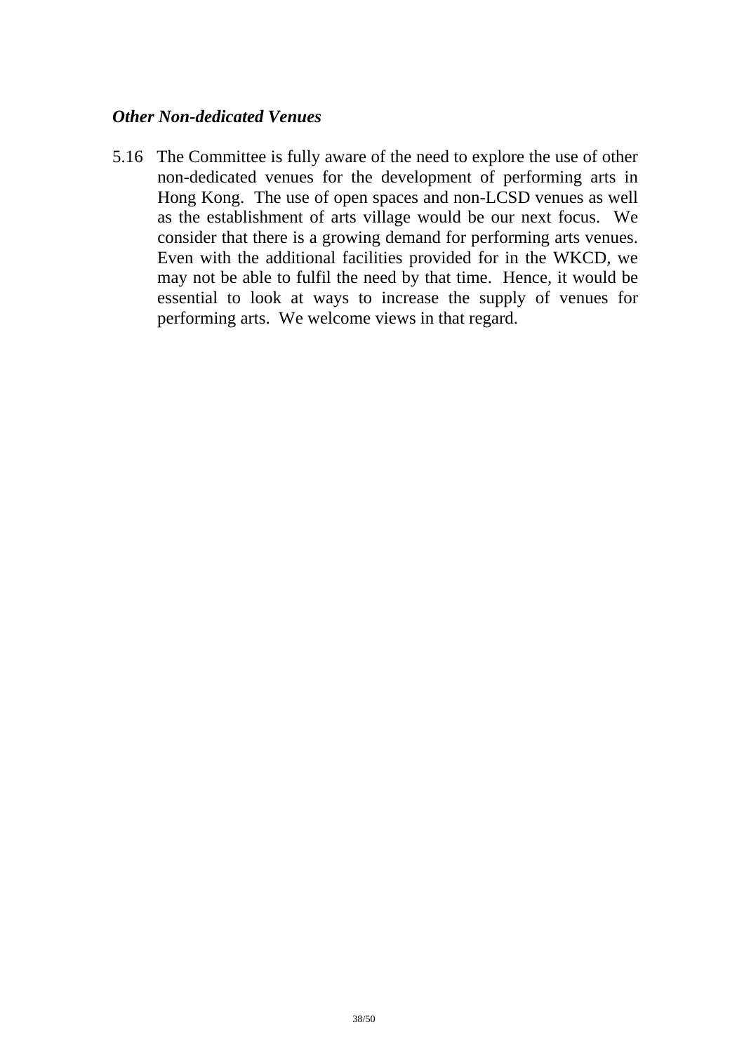***Other Non-dedicated Venues***

5.16 The Committee is fully aware of the need to explore the use of other non-dedicated venues for the development of performing arts in Hong Kong. The use of open spaces and non-LCSD venues as well as the establishment of arts village would be our next focus. We consider that there is a growing demand for performing arts venues. Even with the additional facilities provided for in the WKCD, we may not be able to fulfil the need by that time. Hence, it would be essential to look at ways to increase the supply of venues for performing arts. We welcome views in that regard.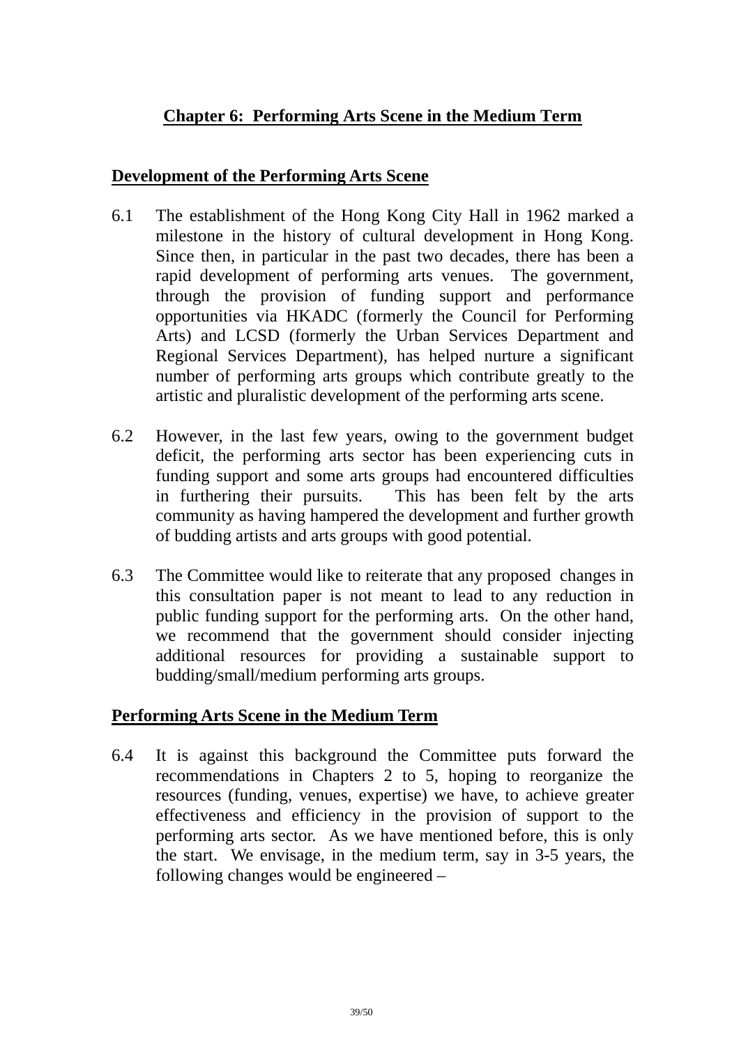## Chapter 6: Performing Arts Scene in the Medium Term

### Development of the Performing Arts Scene

6.1 The establishment of the Hong Kong City Hall in 1962 marked a milestone in the history of cultural development in Hong Kong. Since then, in particular in the past two decades, there has been a rapid development of performing arts venues. The government, through the provision of funding support and performance opportunities via HKADC (formerly the Council for Performing Arts) and LCSD (formerly the Urban Services Department and Regional Services Department), has helped nurture a significant number of performing arts groups which contribute greatly to the artistic and pluralistic development of the performing arts scene.

6.2 However, in the last few years, owing to the government budget deficit, the performing arts sector has been experiencing cuts in funding support and some arts groups had encountered difficulties in furthering their pursuits. This has been felt by the arts community as having hampered the development and further growth of budding artists and arts groups with good potential.

6.3 The Committee would like to reiterate that any proposed changes in this consultation paper is not meant to lead to any reduction in public funding support for the performing arts. On the other hand, we recommend that the government should consider injecting additional resources for providing a sustainable support to budding/small/medium performing arts groups.

### Performing Arts Scene in the Medium Term

6.4 It is against this background the Committee puts forward the recommendations in Chapters 2 to 5, hoping to reorganize the resources (funding, venues, expertise) we have, to achieve greater effectiveness and efficiency in the provision of support to the performing arts sector. As we have mentioned before, this is only the start. We envisage, in the medium term, say in 3-5 years, the following changes would be engineered –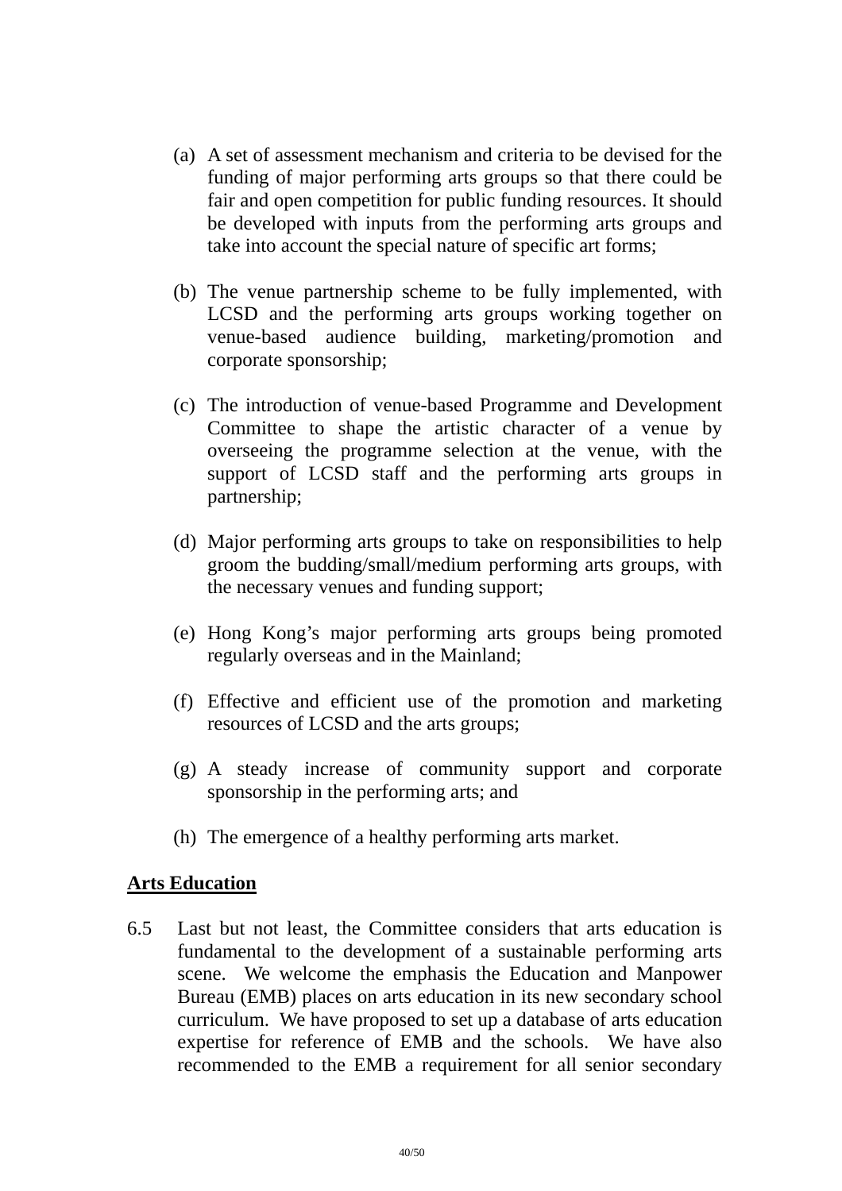(a) A set of assessment mechanism and criteria to be devised for the funding of major performing arts groups so that there could be fair and open competition for public funding resources. It should be developed with inputs from the performing arts groups and take into account the special nature of specific art forms;

(b) The venue partnership scheme to be fully implemented, with LCSD and the performing arts groups working together on venue-based audience building, marketing/promotion and corporate sponsorship;

(c) The introduction of venue-based Programme and Development Committee to shape the artistic character of a venue by overseeing the programme selection at the venue, with the support of LCSD staff and the performing arts groups in partnership;

(d) Major performing arts groups to take on responsibilities to help groom the budding/small/medium performing arts groups, with the necessary venues and funding support;

(e) Hong Kong's major performing arts groups being promoted regularly overseas and in the Mainland;

(f) Effective and efficient use of the promotion and marketing resources of LCSD and the arts groups;

(g) A steady increase of community support and corporate sponsorship in the performing arts; and

(h) The emergence of a healthy performing arts market.

**Arts Education**

6.5 Last but not least, the Committee considers that arts education is fundamental to the development of a sustainable performing arts scene. We welcome the emphasis the Education and Manpower Bureau (EMB) places on arts education in its new secondary school curriculum. We have proposed to set up a database of arts education expertise for reference of EMB and the schools. We have also recommended to the EMB a requirement for all senior secondary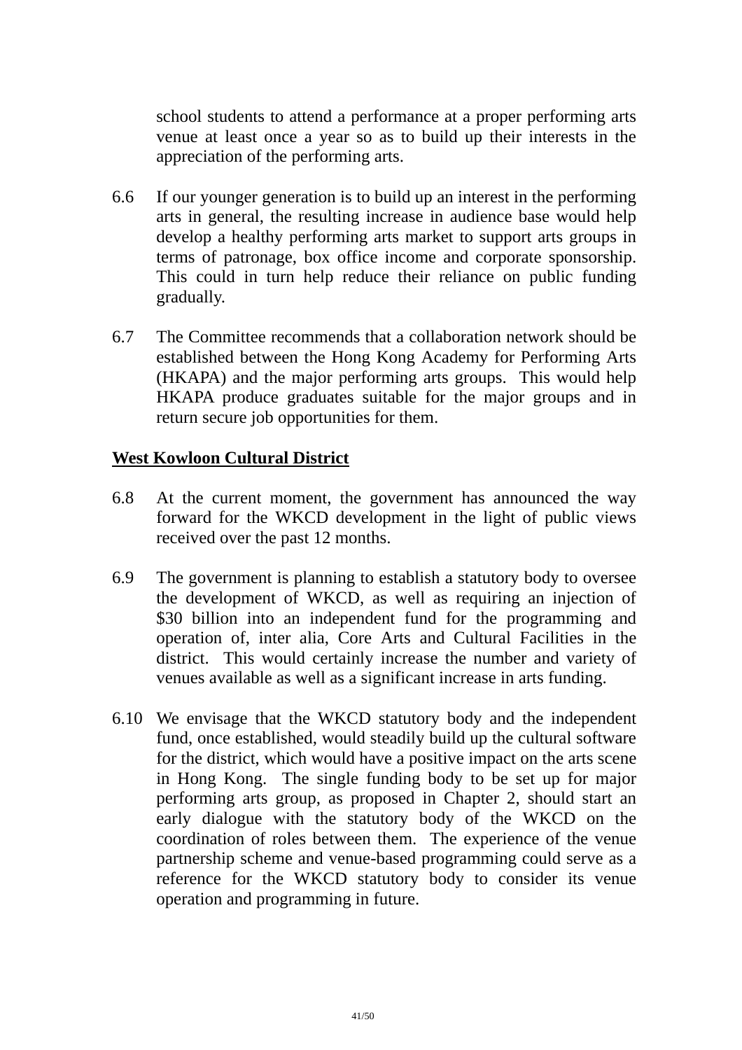school students to attend a performance at a proper performing arts venue at least once a year so as to build up their interests in the appreciation of the performing arts.

6.6 If our younger generation is to build up an interest in the performing arts in general, the resulting increase in audience base would help develop a healthy performing arts market to support arts groups in terms of patronage, box office income and corporate sponsorship. This could in turn help reduce their reliance on public funding gradually.

6.7 The Committee recommends that a collaboration network should be established between the Hong Kong Academy for Performing Arts (HKAPA) and the major performing arts groups. This would help HKAPA produce graduates suitable for the major groups and in return secure job opportunities for them.

**West Kowloon Cultural District**

6.8 At the current moment, the government has announced the way forward for the WKCD development in the light of public views received over the past 12 months.

6.9 The government is planning to establish a statutory body to oversee the development of WKCD, as well as requiring an injection of $30 billion into an independent fund for the programming and operation of, inter alia, Core Arts and Cultural Facilities in the district. This would certainly increase the number and variety of venues available as well as a significant increase in arts funding.

6.10 We envisage that the WKCD statutory body and the independent fund, once established, would steadily build up the cultural software for the district, which would have a positive impact on the arts scene in Hong Kong. The single funding body to be set up for major performing arts group, as proposed in Chapter 2, should start an early dialogue with the statutory body of the WKCD on the coordination of roles between them. The experience of the venue partnership scheme and venue-based programming could serve as a reference for the WKCD statutory body to consider its venue operation and programming in future.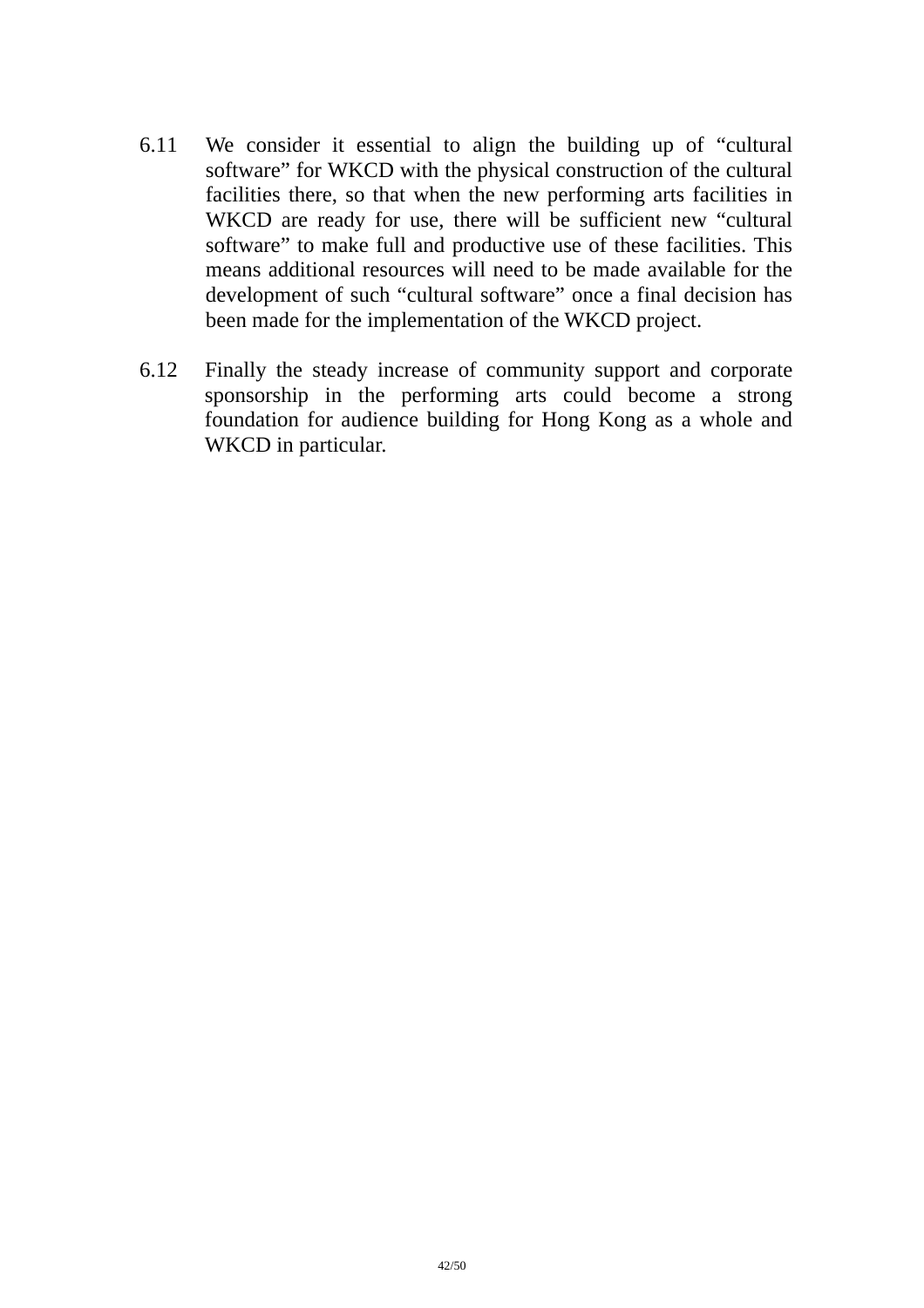6.11 We consider it essential to align the building up of "cultural software" for WKCD with the physical construction of the cultural facilities there, so that when the new performing arts facilities in WKCD are ready for use, there will be sufficient new "cultural software" to make full and productive use of these facilities. This means additional resources will need to be made available for the development of such "cultural software" once a final decision has been made for the implementation of the WKCD project.

6.12 Finally the steady increase of community support and corporate sponsorship in the performing arts could become a strong foundation for audience building for Hong Kong as a whole and WKCD in particular.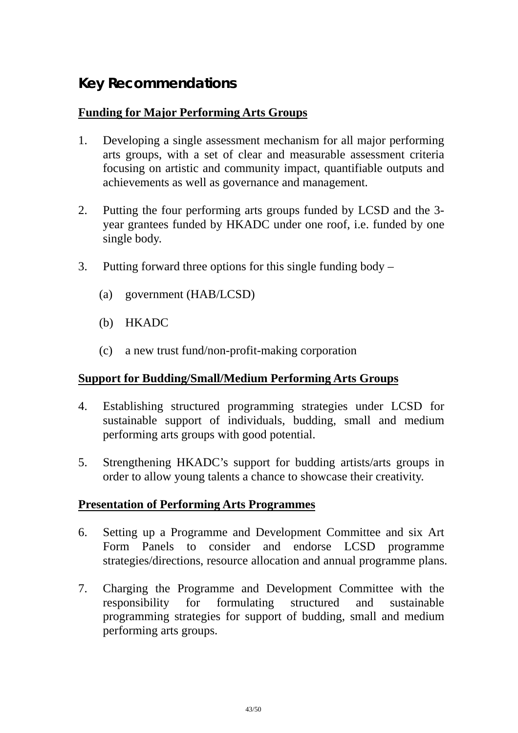## Key Recommendations

**Funding for Major Performing Arts Groups**

1. Developing a single assessment mechanism for all major performing arts groups, with a set of clear and measurable assessment criteria focusing on artistic and community impact, quantifiable outputs and achievements as well as governance and management.

2. Putting the four performing arts groups funded by LCSD and the 3-year grantees funded by HKADC under one roof, i.e. funded by one single body.

3. Putting forward three options for this single funding body –

   (a) government (HAB/LCSD)

   (b) HKADC

   (c) a new trust fund/non-profit-making corporation

**Support for Budding/Small/Medium Performing Arts Groups**

4. Establishing structured programming strategies under LCSD for sustainable support of individuals, budding, small and medium performing arts groups with good potential.

5. Strengthening HKADC's support for budding artists/arts groups in order to allow young talents a chance to showcase their creativity.

**Presentation of Performing Arts Programmes**

6. Setting up a Programme and Development Committee and six Art Form Panels to consider and endorse LCSD programme strategies/directions, resource allocation and annual programme plans.

7. Charging the Programme and Development Committee with the responsibility for formulating structured and sustainable programming strategies for support of budding, small and medium performing arts groups.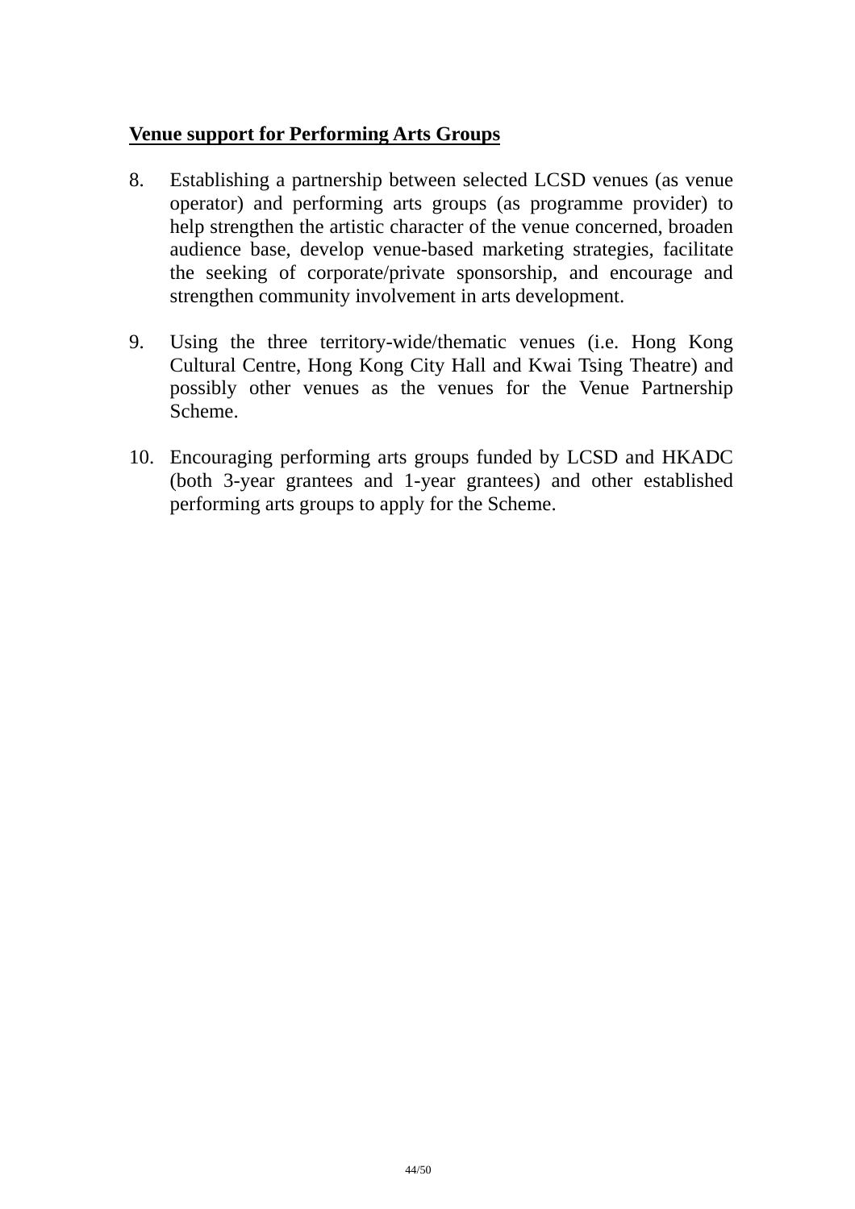<u>**Venue support for Performing Arts Groups**</u>

8. Establishing a partnership between selected LCSD venues (as venue operator) and performing arts groups (as programme provider) to help strengthen the artistic character of the venue concerned, broaden audience base, develop venue-based marketing strategies, facilitate the seeking of corporate/private sponsorship, and encourage and strengthen community involvement in arts development.

9. Using the three territory-wide/thematic venues (i.e. Hong Kong Cultural Centre, Hong Kong City Hall and Kwai Tsing Theatre) and possibly other venues as the venues for the Venue Partnership Scheme.

10. Encouraging performing arts groups funded by LCSD and HKADC (both 3-year grantees and 1-year grantees) and other established performing arts groups to apply for the Scheme.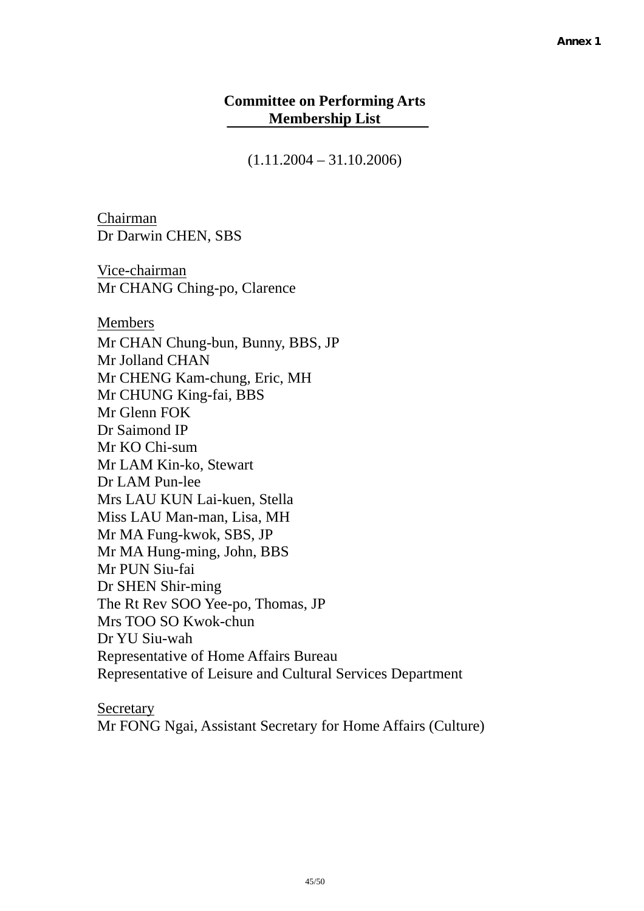Annex 1

# Committee on Performing Arts
## Membership List

(1.11.2004 – 31.10.2006)

Chairman
Dr Darwin CHEN, SBS

Vice-chairman
Mr CHANG Ching-po, Clarence

Members
Mr CHAN Chung-bun, Bunny, BBS, JP
Mr Jolland CHAN
Mr CHENG Kam-chung, Eric, MH
Mr CHUNG King-fai, BBS
Mr Glenn FOK
Dr Saimond IP
Mr KO Chi-sum
Mr LAM Kin-ko, Stewart
Dr LAM Pun-lee
Mrs LAU KUN Lai-kuen, Stella
Miss LAU Man-man, Lisa, MH
Mr MA Fung-kwok, SBS, JP
Mr MA Hung-ming, John, BBS
Mr PUN Siu-fai
Dr SHEN Shir-ming
The Rt Rev SOO Yee-po, Thomas, JP
Mrs TOO SO Kwok-chun
Dr YU Siu-wah
Representative of Home Affairs Bureau
Representative of Leisure and Cultural Services Department

Secretary
Mr FONG Ngai, Assistant Secretary for Home Affairs (Culture)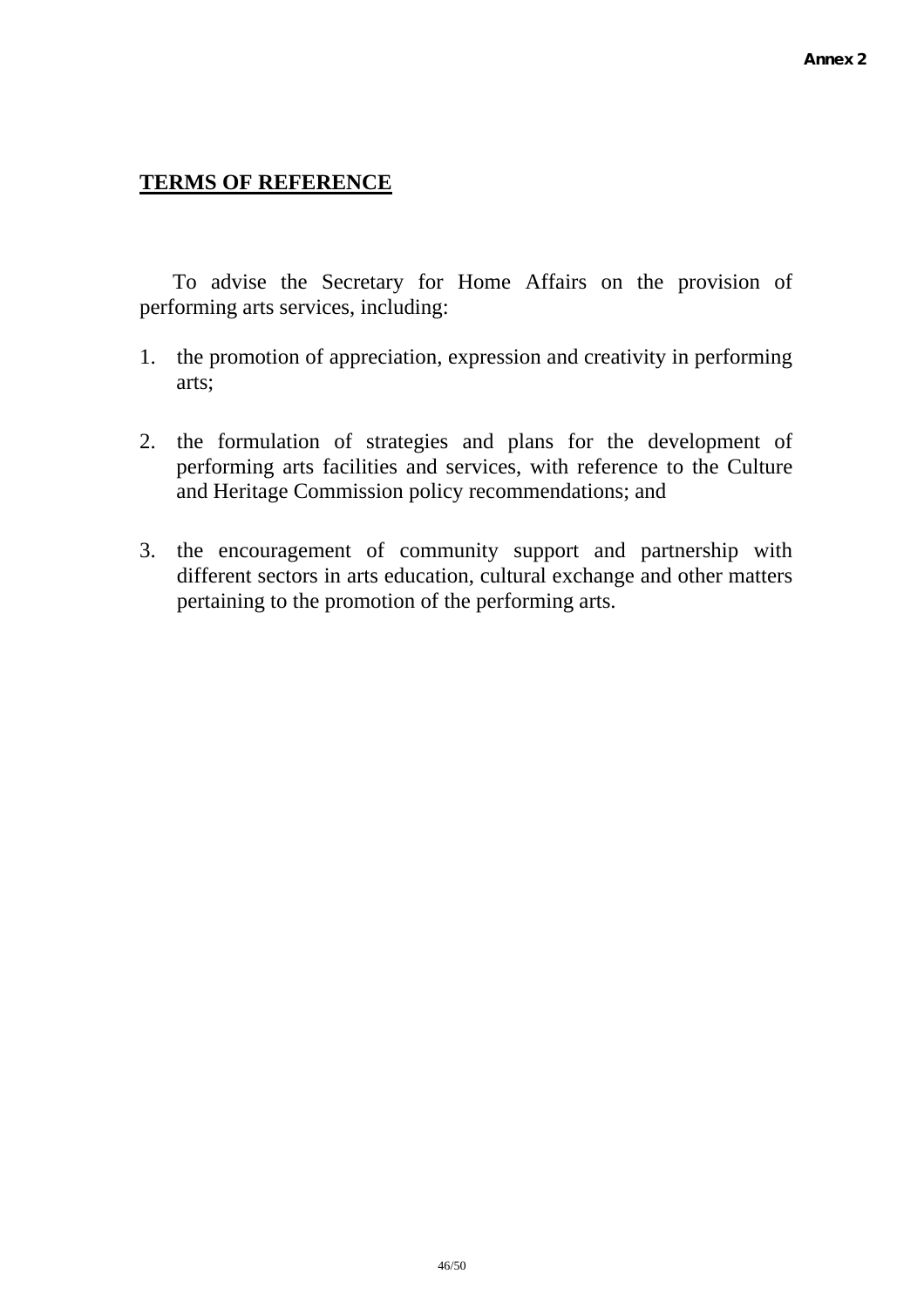Annex 2

## TERMS OF REFERENCE

To advise the Secretary for Home Affairs on the provision of performing arts services, including:

1. the promotion of appreciation, expression and creativity in performing arts;

2. the formulation of strategies and plans for the development of performing arts facilities and services, with reference to the Culture and Heritage Commission policy recommendations; and

3. the encouragement of community support and partnership with different sectors in arts education, cultural exchange and other matters pertaining to the promotion of the performing arts.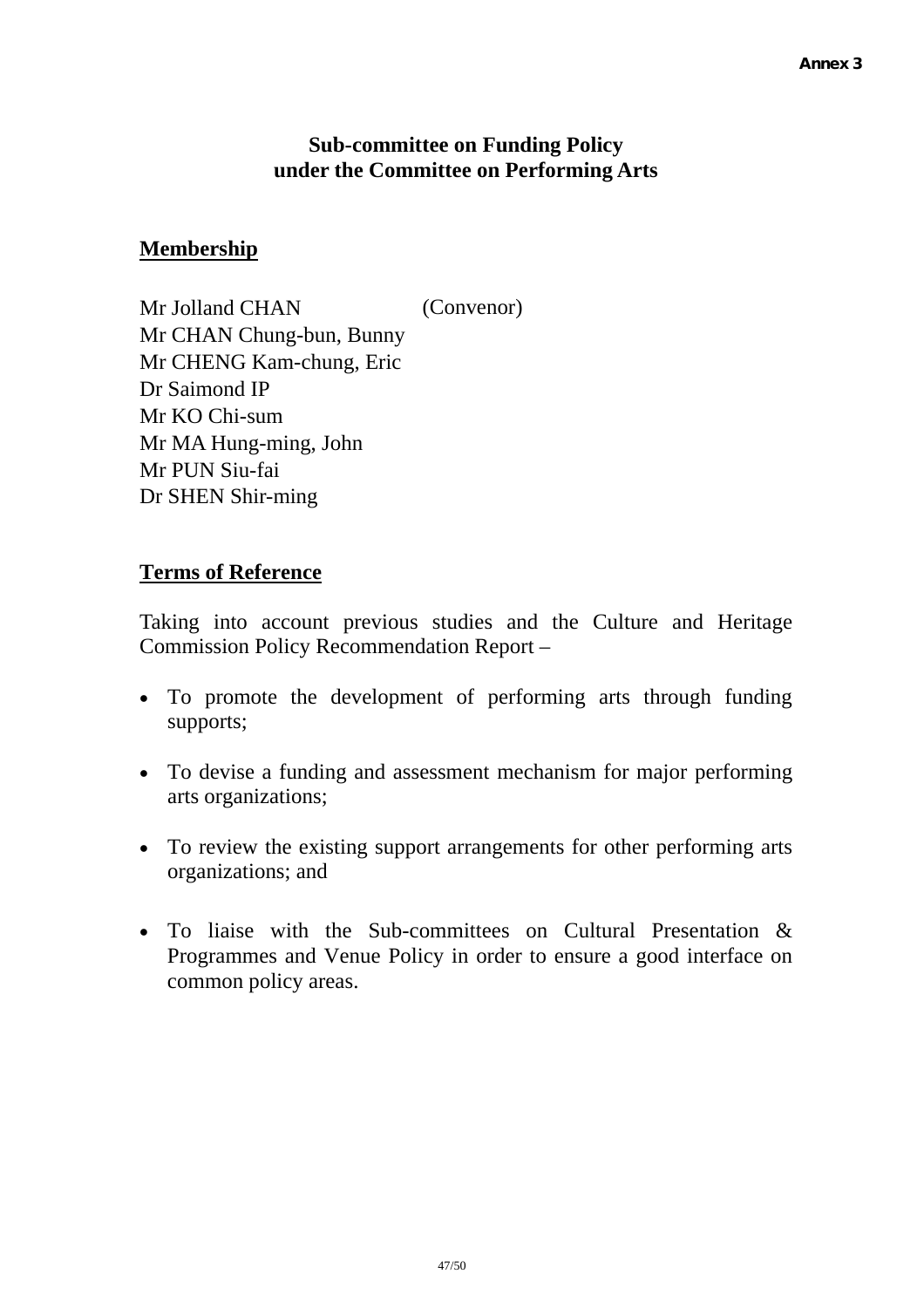Annex 3

## Sub-committee on Funding Policy under the Committee on Performing Arts

### Membership

Mr Jolland CHAN (Convenor)
Mr CHAN Chung-bun, Bunny
Mr CHENG Kam-chung, Eric
Dr Saimond IP
Mr KO Chi-sum
Mr MA Hung-ming, John
Mr PUN Siu-fai
Dr SHEN Shir-ming

### Terms of Reference

Taking into account previous studies and the Culture and Heritage Commission Policy Recommendation Report –

- To promote the development of performing arts through funding supports;
- To devise a funding and assessment mechanism for major performing arts organizations;
- To review the existing support arrangements for other performing arts organizations; and
- To liaise with the Sub-committees on Cultural Presentation & Programmes and Venue Policy in order to ensure a good interface on common policy areas.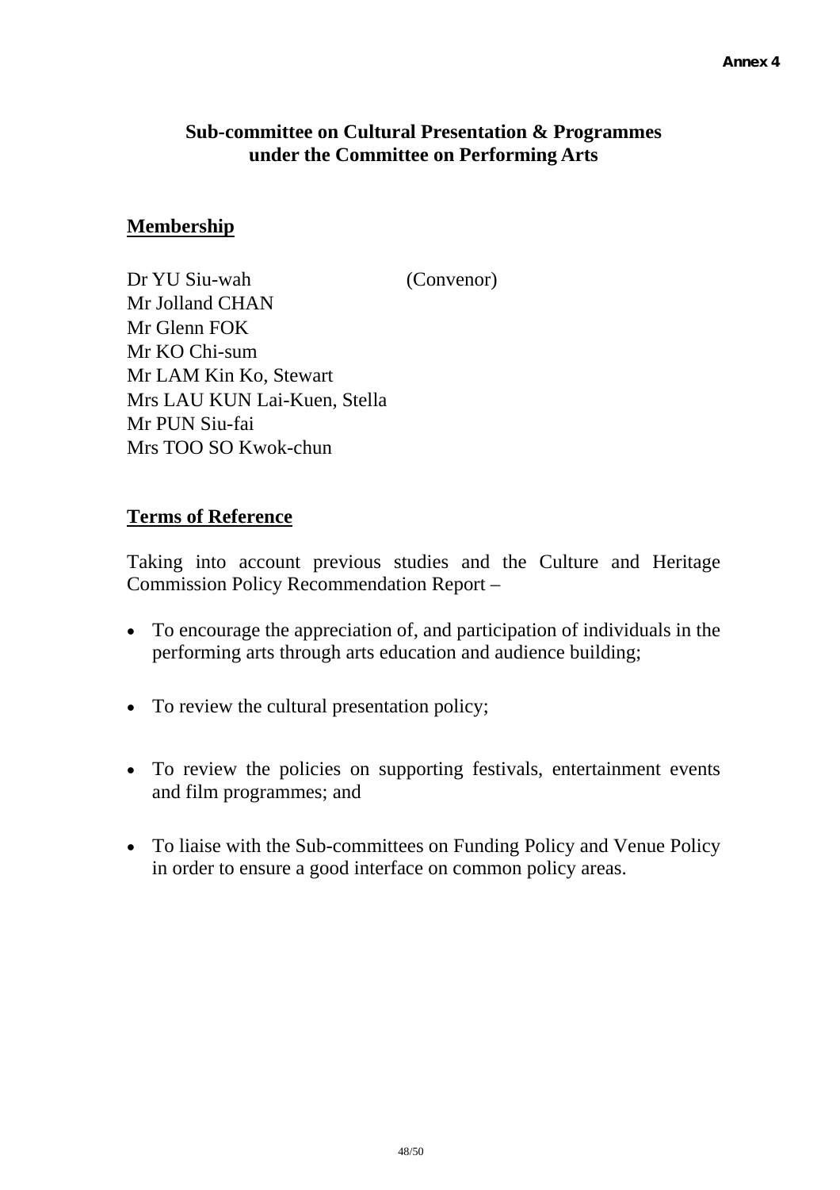Annex 4

# Sub-committee on Cultural Presentation & Programmes under the Committee on Performing Arts

## Membership

Dr YU Siu-wah (Convenor)
Mr Jolland CHAN
Mr Glenn FOK
Mr KO Chi-sum
Mr LAM Kin Ko, Stewart
Mrs LAU KUN Lai-Kuen, Stella
Mr PUN Siu-fai
Mrs TOO SO Kwok-chun

## Terms of Reference

Taking into account previous studies and the Culture and Heritage Commission Policy Recommendation Report –

- To encourage the appreciation of, and participation of individuals in the performing arts through arts education and audience building;
- To review the cultural presentation policy;
- To review the policies on supporting festivals, entertainment events and film programmes; and
- To liaise with the Sub-committees on Funding Policy and Venue Policy in order to ensure a good interface on common policy areas.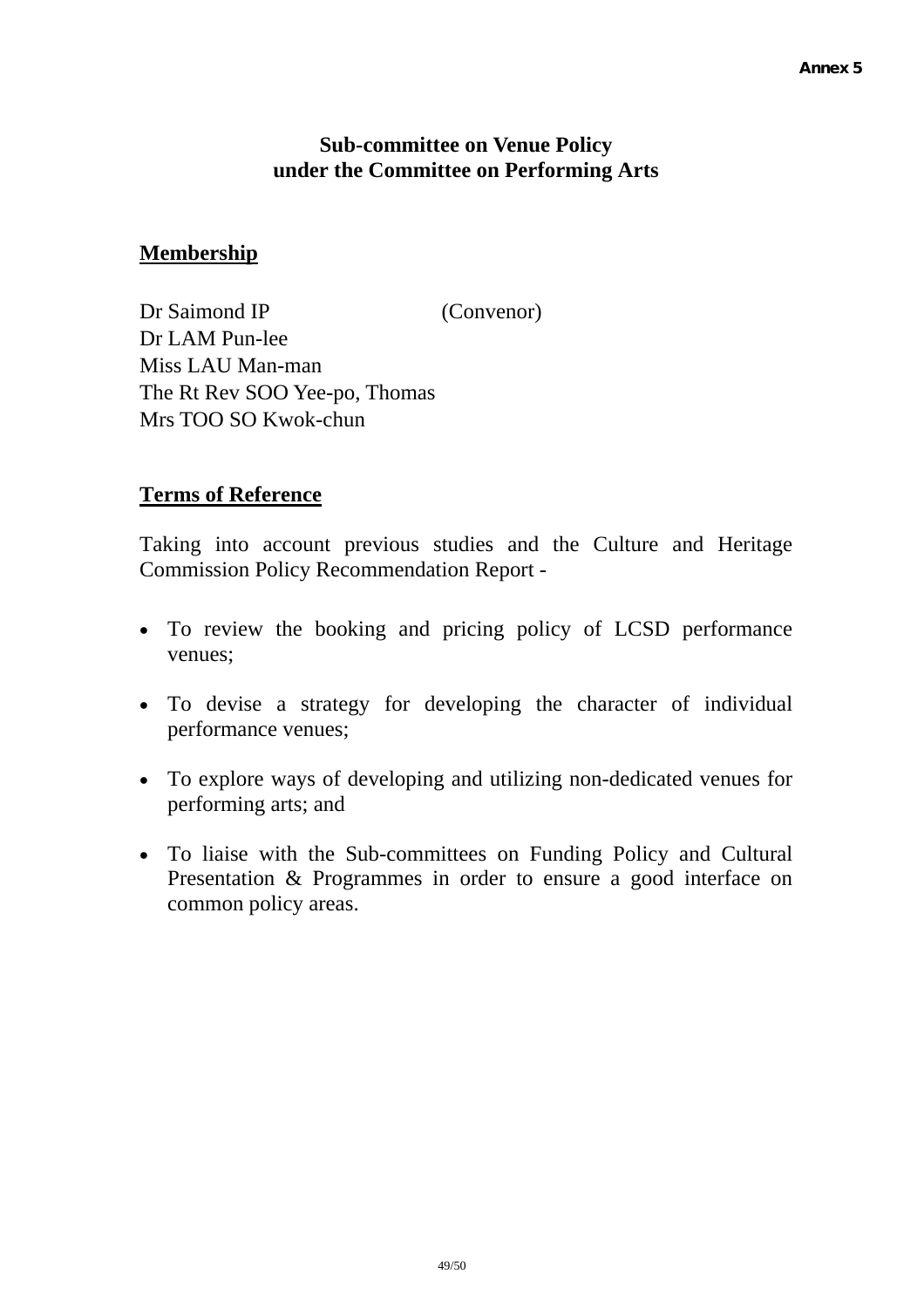Annex 5

## Sub-committee on Venue Policy under the Committee on Performing Arts

### Membership

Dr Saimond IP (Convenor)
Dr LAM Pun-lee
Miss LAU Man-man
The Rt Rev SOO Yee-po, Thomas
Mrs TOO SO Kwok-chun

### Terms of Reference

Taking into account previous studies and the Culture and Heritage Commission Policy Recommendation Report -

- To review the booking and pricing policy of LCSD performance venues;
- To devise a strategy for developing the character of individual performance venues;
- To explore ways of developing and utilizing non-dedicated venues for performing arts; and
- To liaise with the Sub-committees on Funding Policy and Cultural Presentation & Programmes in order to ensure a good interface on common policy areas.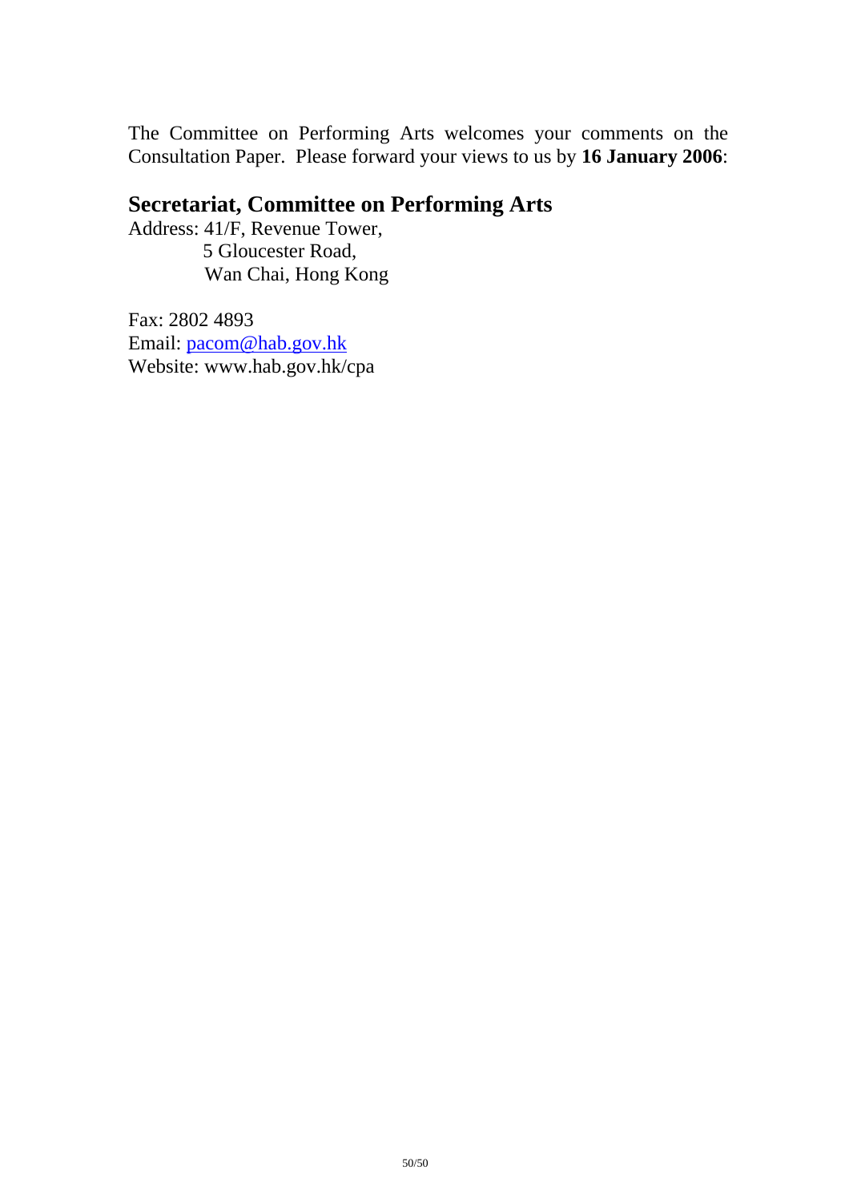The Committee on Performing Arts welcomes your comments on the Consultation Paper. Please forward your views to us by **16 January 2006**:

## Secretariat, Committee on Performing Arts

Address: 41/F, Revenue Tower,
5 Gloucester Road,
Wan Chai, Hong Kong

Fax: 2802 4893
Email: pacom@hab.gov.hk
Website: www.hab.gov.hk/cpa